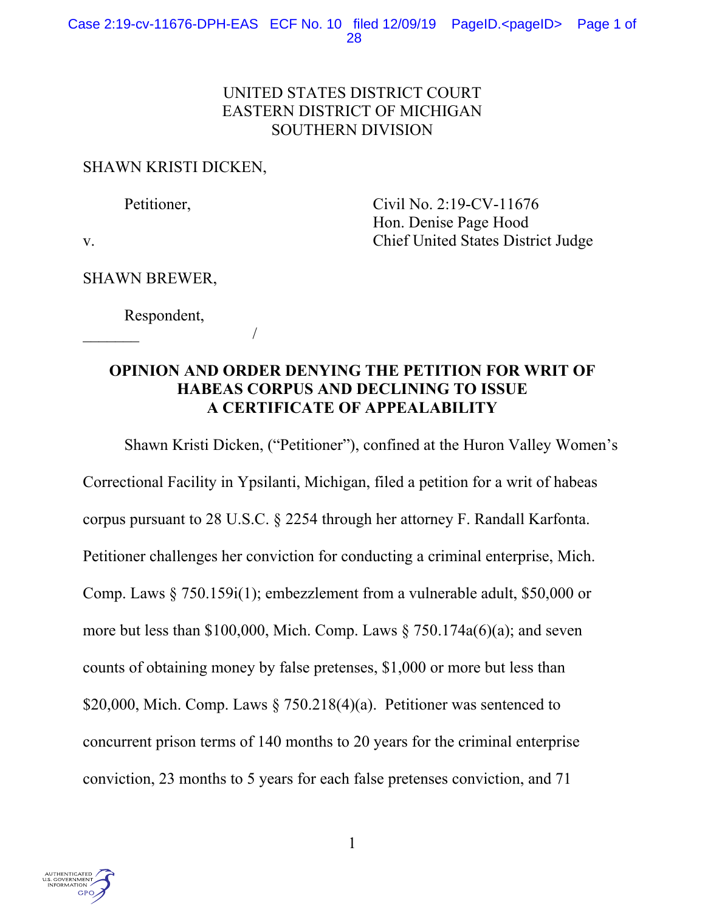UNITED STATES DISTRICT COURT
EASTERN DISTRICT OF MICHIGAN
SOUTHERN DIVISION

SHAWN KRISTI DICKEN,

Petitioner,

v.

Civil No. 2:19-CV-11676
Hon. Denise Page Hood
Chief United States District Judge

SHAWN BREWER,

Respondent,
_______ /

**OPINION AND ORDER DENYING THE PETITION FOR WRIT OF HABEAS CORPUS AND DECLINING TO ISSUE A CERTIFICATE OF APPEALABILITY**

Shawn Kristi Dicken, ("Petitioner"), confined at the Huron Valley Women's Correctional Facility in Ypsilanti, Michigan, filed a petition for a writ of habeas corpus pursuant to 28 U.S.C. § 2254 through her attorney F. Randall Karfonta. Petitioner challenges her conviction for conducting a criminal enterprise, Mich. Comp. Laws § 750.159i(1); embezzlement from a vulnerable adult, $50,000 or more but less than $100,000, Mich. Comp. Laws § 750.174a(6)(a); and seven counts of obtaining money by false pretenses, $1,000 or more but less than $20,000, Mich. Comp. Laws § 750.218(4)(a). Petitioner was sentenced to concurrent prison terms of 140 months to 20 years for the criminal enterprise conviction, 23 months to 5 years for each false pretenses conviction, and 71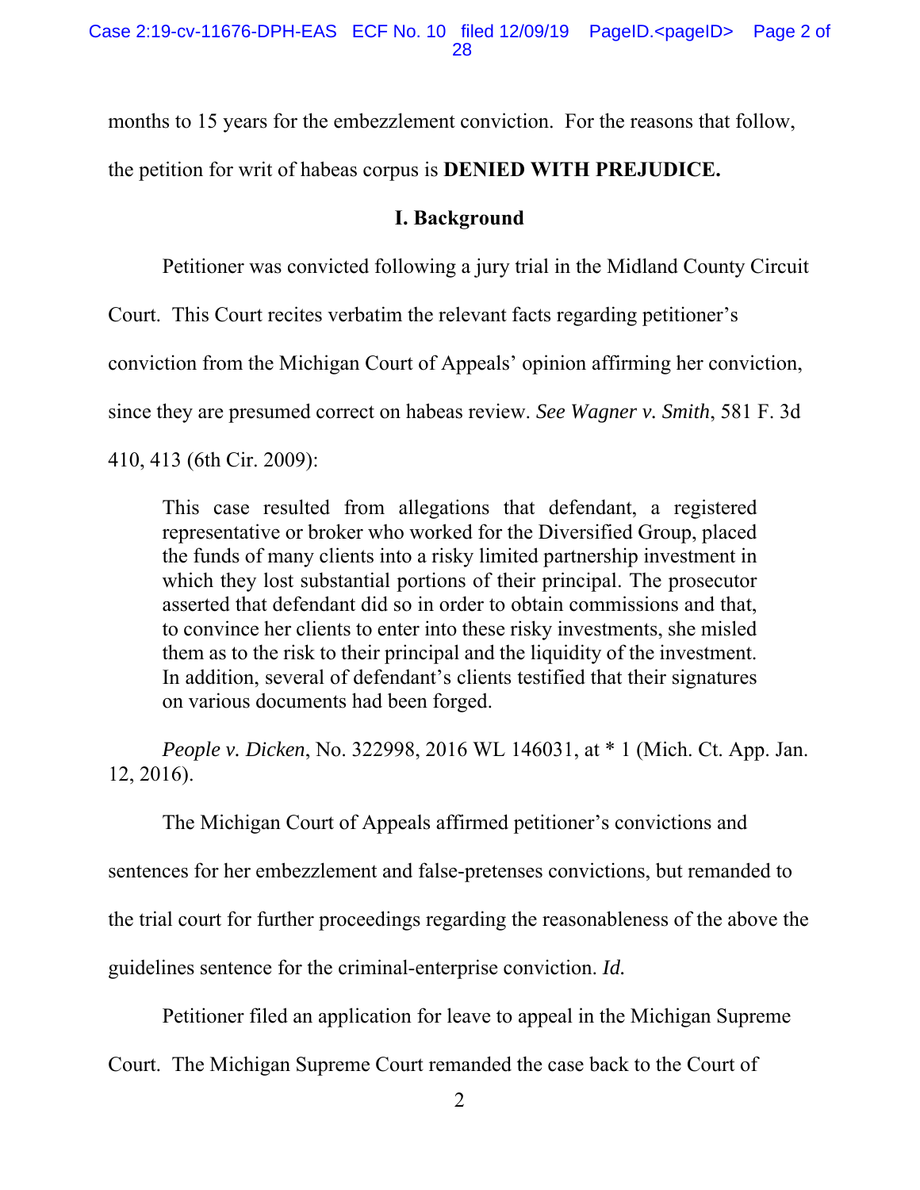months to 15 years for the embezzlement conviction. For the reasons that follow, the petition for writ of habeas corpus is **DENIED WITH PREJUDICE.**

## I. Background

Petitioner was convicted following a jury trial in the Midland County Circuit Court. This Court recites verbatim the relevant facts regarding petitioner's conviction from the Michigan Court of Appeals' opinion affirming her conviction, since they are presumed correct on habeas review. *See Wagner v. Smith*, 581 F. 3d 410, 413 (6th Cir. 2009):

> This case resulted from allegations that defendant, a registered representative or broker who worked for the Diversified Group, placed the funds of many clients into a risky limited partnership investment in which they lost substantial portions of their principal. The prosecutor asserted that defendant did so in order to obtain commissions and that, to convince her clients to enter into these risky investments, she misled them as to the risk to their principal and the liquidity of the investment. In addition, several of defendant's clients testified that their signatures on various documents had been forged.

*People v. Dicken*, No. 322998, 2016 WL 146031, at * 1 (Mich. Ct. App. Jan. 12, 2016).

The Michigan Court of Appeals affirmed petitioner's convictions and sentences for her embezzlement and false-pretenses convictions, but remanded to the trial court for further proceedings regarding the reasonableness of the above the guidelines sentence for the criminal-enterprise conviction. *Id.*

Petitioner filed an application for leave to appeal in the Michigan Supreme Court. The Michigan Supreme Court remanded the case back to the Court of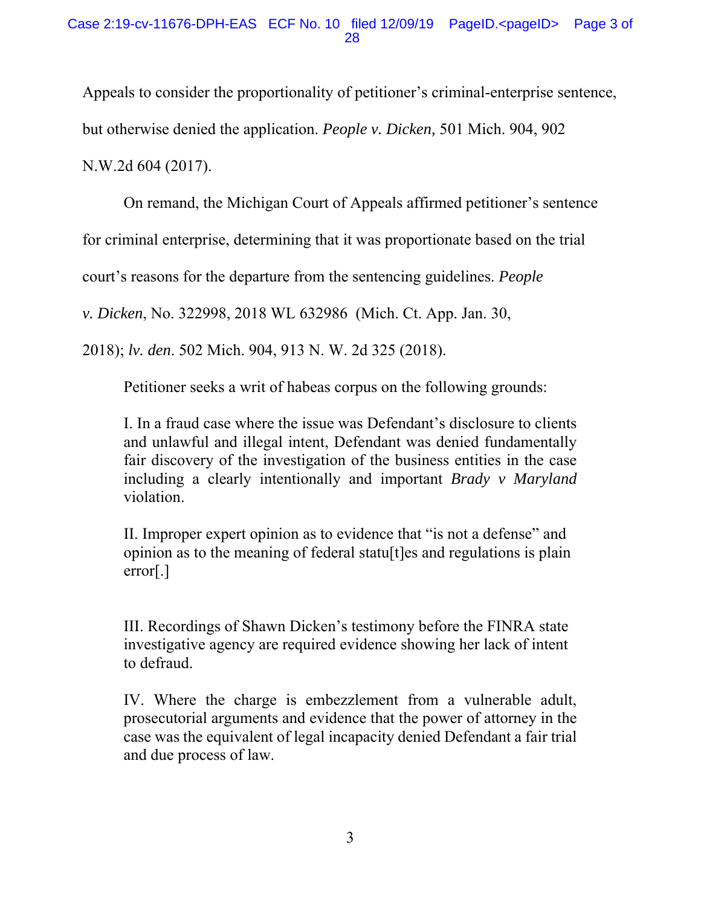Appeals to consider the proportionality of petitioner's criminal-enterprise sentence, but otherwise denied the application. *People v. Dicken,* 501 Mich. 904, 902 N.W.2d 604 (2017).

On remand, the Michigan Court of Appeals affirmed petitioner's sentence for criminal enterprise, determining that it was proportionate based on the trial court's reasons for the departure from the sentencing guidelines. *People v. Dicken*, No. 322998, 2018 WL 632986 (Mich. Ct. App. Jan. 30, 2018); *lv. den*. 502 Mich. 904, 913 N. W. 2d 325 (2018).

Petitioner seeks a writ of habeas corpus on the following grounds:

> I. In a fraud case where the issue was Defendant's disclosure to clients and unlawful and illegal intent, Defendant was denied fundamentally fair discovery of the investigation of the business entities in the case including a clearly intentionally and important *Brady v Maryland* violation.
>
> II. Improper expert opinion as to evidence that "is not a defense" and opinion as to the meaning of federal statu[t]es and regulations is plain error[.]
>
> III. Recordings of Shawn Dicken's testimony before the FINRA state investigative agency are required evidence showing her lack of intent to defraud.
>
> IV. Where the charge is embezzlement from a vulnerable adult, prosecutorial arguments and evidence that the power of attorney in the case was the equivalent of legal incapacity denied Defendant a fair trial and due process of law.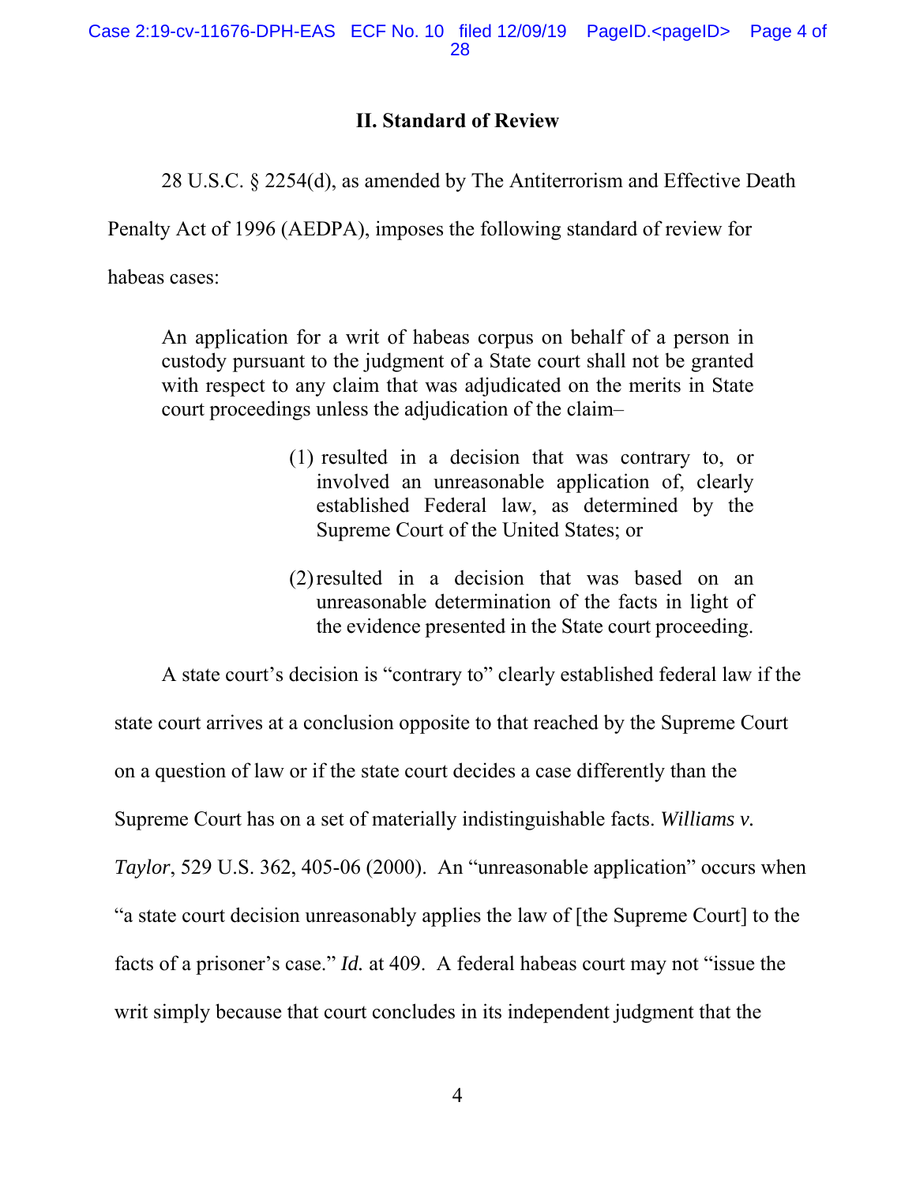## II. Standard of Review

28 U.S.C. § 2254(d), as amended by The Antiterrorism and Effective Death Penalty Act of 1996 (AEDPA), imposes the following standard of review for habeas cases:

> An application for a writ of habeas corpus on behalf of a person in custody pursuant to the judgment of a State court shall not be granted with respect to any claim that was adjudicated on the merits in State court proceedings unless the adjudication of the claim–
>
> (1) resulted in a decision that was contrary to, or involved an unreasonable application of, clearly established Federal law, as determined by the Supreme Court of the United States; or
>
> (2) resulted in a decision that was based on an unreasonable determination of the facts in light of the evidence presented in the State court proceeding.

A state court's decision is "contrary to" clearly established federal law if the state court arrives at a conclusion opposite to that reached by the Supreme Court on a question of law or if the state court decides a case differently than the Supreme Court has on a set of materially indistinguishable facts. *Williams v. Taylor*, 529 U.S. 362, 405-06 (2000). An "unreasonable application" occurs when "a state court decision unreasonably applies the law of [the Supreme Court] to the facts of a prisoner's case." *Id.* at 409. A federal habeas court may not "issue the writ simply because that court concludes in its independent judgment that the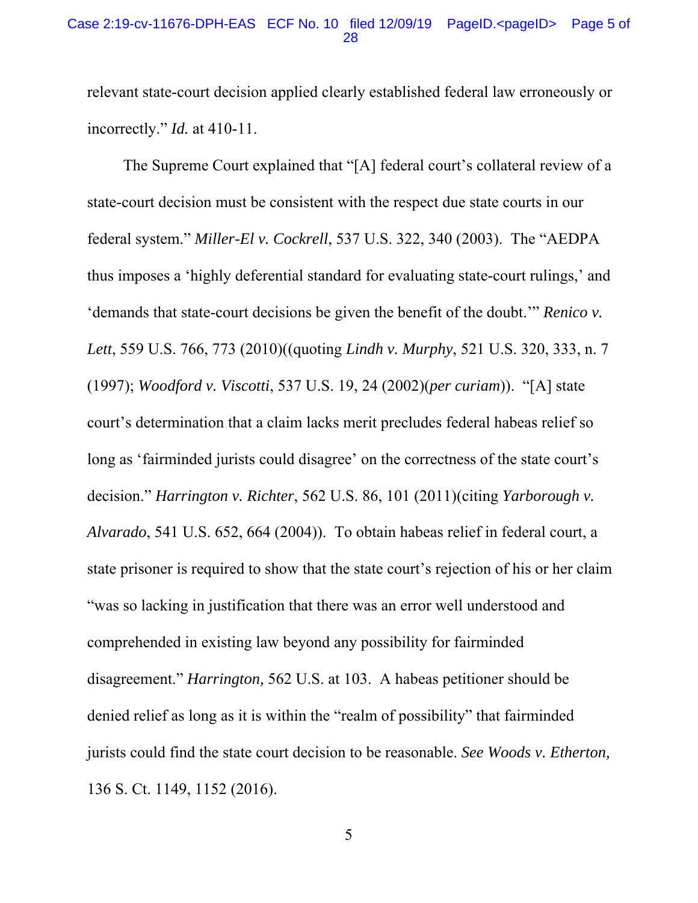relevant state-court decision applied clearly established federal law erroneously or incorrectly." *Id.* at 410-11.

The Supreme Court explained that "[A] federal court's collateral review of a state-court decision must be consistent with the respect due state courts in our federal system." *Miller-El v. Cockrell*, 537 U.S. 322, 340 (2003). The "AEDPA thus imposes a 'highly deferential standard for evaluating state-court rulings,' and 'demands that state-court decisions be given the benefit of the doubt.'" *Renico v. Lett*, 559 U.S. 766, 773 (2010)((quoting *Lindh v. Murphy*, 521 U.S. 320, 333, n. 7 (1997); *Woodford v. Viscotti*, 537 U.S. 19, 24 (2002)(*per curiam*)). "[A] state court's determination that a claim lacks merit precludes federal habeas relief so long as 'fairminded jurists could disagree' on the correctness of the state court's decision." *Harrington v. Richter*, 562 U.S. 86, 101 (2011)(citing *Yarborough v. Alvarado*, 541 U.S. 652, 664 (2004)). To obtain habeas relief in federal court, a state prisoner is required to show that the state court's rejection of his or her claim "was so lacking in justification that there was an error well understood and comprehended in existing law beyond any possibility for fairminded disagreement." *Harrington,* 562 U.S. at 103. A habeas petitioner should be denied relief as long as it is within the "realm of possibility" that fairminded jurists could find the state court decision to be reasonable. *See Woods v. Etherton,* 136 S. Ct. 1149, 1152 (2016).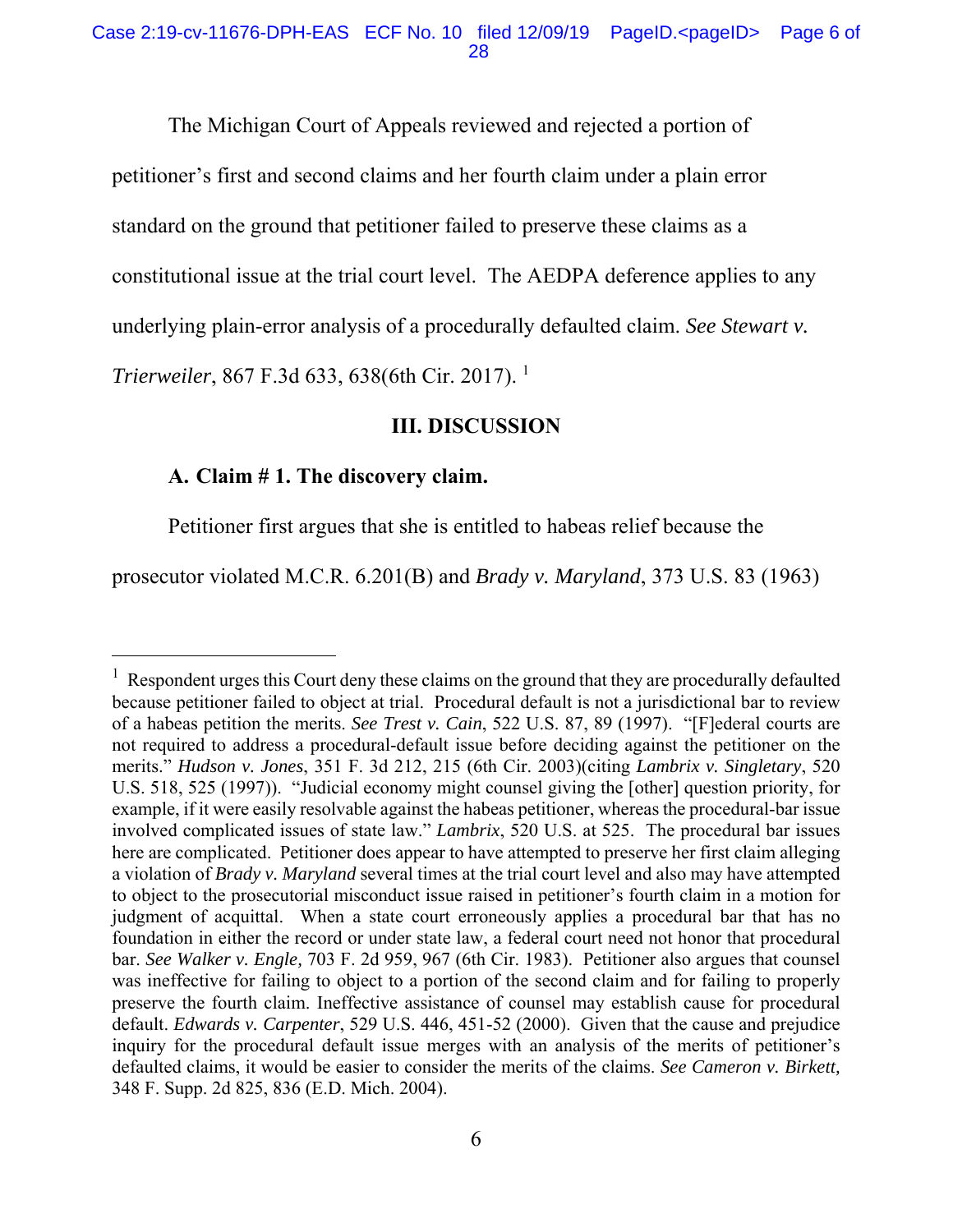The Michigan Court of Appeals reviewed and rejected a portion of petitioner's first and second claims and her fourth claim under a plain error standard on the ground that petitioner failed to preserve these claims as a constitutional issue at the trial court level. The AEDPA deference applies to any underlying plain-error analysis of a procedurally defaulted claim. *See Stewart v. Trierweiler*, 867 F.3d 633, 638(6th Cir. 2017). [1]

### III. DISCUSSION

#### A. Claim # 1. The discovery claim.

Petitioner first argues that she is entitled to habeas relief because the prosecutor violated M.C.R. 6.201(B) and *Brady v. Maryland*, 373 U.S. 83 (1963)

---

[1] Respondent urges this Court deny these claims on the ground that they are procedurally defaulted because petitioner failed to object at trial. Procedural default is not a jurisdictional bar to review of a habeas petition the merits. *See Trest v. Cain*, 522 U.S. 87, 89 (1997). "[F]ederal courts are not required to address a procedural-default issue before deciding against the petitioner on the merits." *Hudson v. Jones*, 351 F. 3d 212, 215 (6th Cir. 2003)(citing *Lambrix v. Singletary*, 520 U.S. 518, 525 (1997)). "Judicial economy might counsel giving the [other] question priority, for example, if it were easily resolvable against the habeas petitioner, whereas the procedural-bar issue involved complicated issues of state law." *Lambrix*, 520 U.S. at 525. The procedural bar issues here are complicated. Petitioner does appear to have attempted to preserve her first claim alleging a violation of *Brady v. Maryland* several times at the trial court level and also may have attempted to object to the prosecutorial misconduct issue raised in petitioner's fourth claim in a motion for judgment of acquittal. When a state court erroneously applies a procedural bar that has no foundation in either the record or under state law, a federal court need not honor that procedural bar. *See Walker v. Engle,* 703 F. 2d 959, 967 (6th Cir. 1983). Petitioner also argues that counsel was ineffective for failing to object to a portion of the second claim and for failing to properly preserve the fourth claim. Ineffective assistance of counsel may establish cause for procedural default. *Edwards v. Carpenter*, 529 U.S. 446, 451-52 (2000). Given that the cause and prejudice inquiry for the procedural default issue merges with an analysis of the merits of petitioner's defaulted claims, it would be easier to consider the merits of the claims. *See Cameron v. Birkett,* 348 F. Supp. 2d 825, 836 (E.D. Mich. 2004).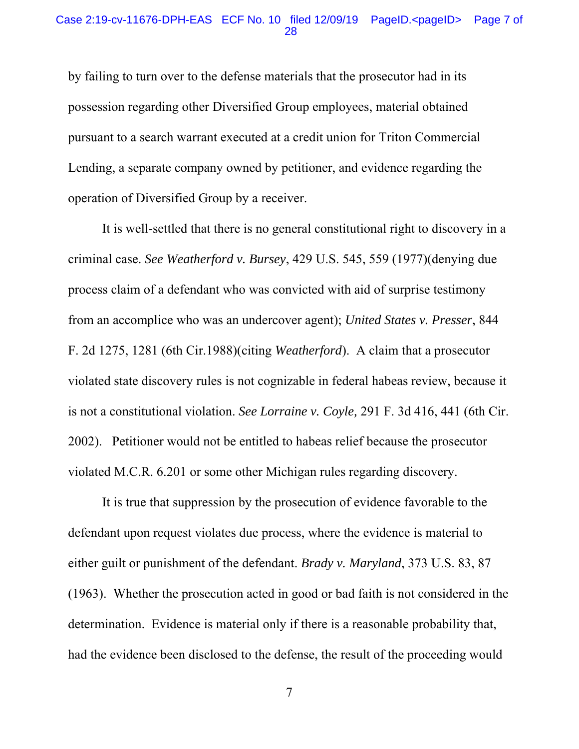by failing to turn over to the defense materials that the prosecutor had in its possession regarding other Diversified Group employees, material obtained pursuant to a search warrant executed at a credit union for Triton Commercial Lending, a separate company owned by petitioner, and evidence regarding the operation of Diversified Group by a receiver.

It is well-settled that there is no general constitutional right to discovery in a criminal case. *See Weatherford v. Bursey*, 429 U.S. 545, 559 (1977)(denying due process claim of a defendant who was convicted with aid of surprise testimony from an accomplice who was an undercover agent); *United States v. Presser*, 844 F. 2d 1275, 1281 (6th Cir.1988)(citing *Weatherford*). A claim that a prosecutor violated state discovery rules is not cognizable in federal habeas review, because it is not a constitutional violation. *See Lorraine v. Coyle,* 291 F. 3d 416, 441 (6th Cir. 2002). Petitioner would not be entitled to habeas relief because the prosecutor violated M.C.R. 6.201 or some other Michigan rules regarding discovery.

It is true that suppression by the prosecution of evidence favorable to the defendant upon request violates due process, where the evidence is material to either guilt or punishment of the defendant. *Brady v. Maryland*, 373 U.S. 83, 87 (1963). Whether the prosecution acted in good or bad faith is not considered in the determination. Evidence is material only if there is a reasonable probability that, had the evidence been disclosed to the defense, the result of the proceeding would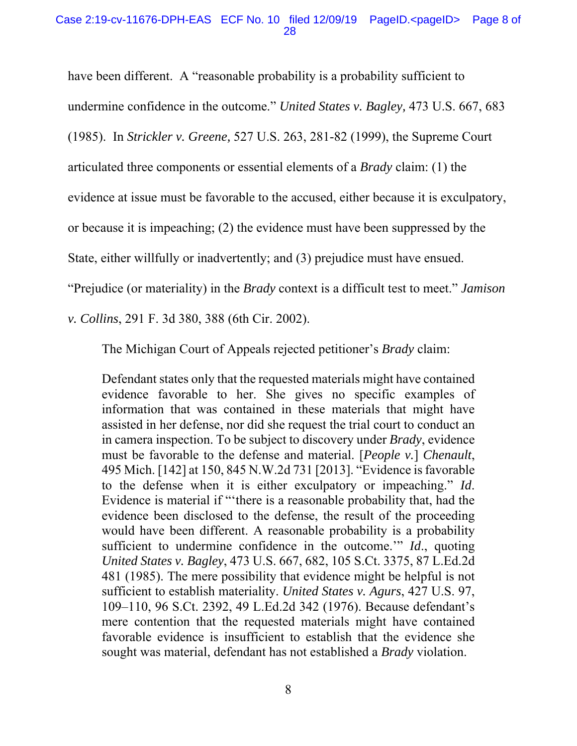have been different. A "reasonable probability is a probability sufficient to undermine confidence in the outcome." *United States v. Bagley,* 473 U.S. 667, 683 (1985). In *Strickler v. Greene,* 527 U.S. 263, 281-82 (1999), the Supreme Court articulated three components or essential elements of a *Brady* claim: (1) the evidence at issue must be favorable to the accused, either because it is exculpatory, or because it is impeaching; (2) the evidence must have been suppressed by the State, either willfully or inadvertently; and (3) prejudice must have ensued. "Prejudice (or materiality) in the *Brady* context is a difficult test to meet." *Jamison v. Collins*, 291 F. 3d 380, 388 (6th Cir. 2002).

The Michigan Court of Appeals rejected petitioner's *Brady* claim:

> Defendant states only that the requested materials might have contained evidence favorable to her. She gives no specific examples of information that was contained in these materials that might have assisted in her defense, nor did she request the trial court to conduct an in camera inspection. To be subject to discovery under *Brady*, evidence must be favorable to the defense and material. [*People v.*] *Chenault*, 495 Mich. [142] at 150, 845 N.W.2d 731 [2013]. "Evidence is favorable to the defense when it is either exculpatory or impeaching." *Id*. Evidence is material if "'there is a reasonable probability that, had the evidence been disclosed to the defense, the result of the proceeding would have been different. A reasonable probability is a probability sufficient to undermine confidence in the outcome.'" *Id*., quoting *United States v. Bagley*, 473 U.S. 667, 682, 105 S.Ct. 3375, 87 L.Ed.2d 481 (1985). The mere possibility that evidence might be helpful is not sufficient to establish materiality. *United States v. Agurs*, 427 U.S. 97, 109–110, 96 S.Ct. 2392, 49 L.Ed.2d 342 (1976). Because defendant's mere contention that the requested materials might have contained favorable evidence is insufficient to establish that the evidence she sought was material, defendant has not established a *Brady* violation.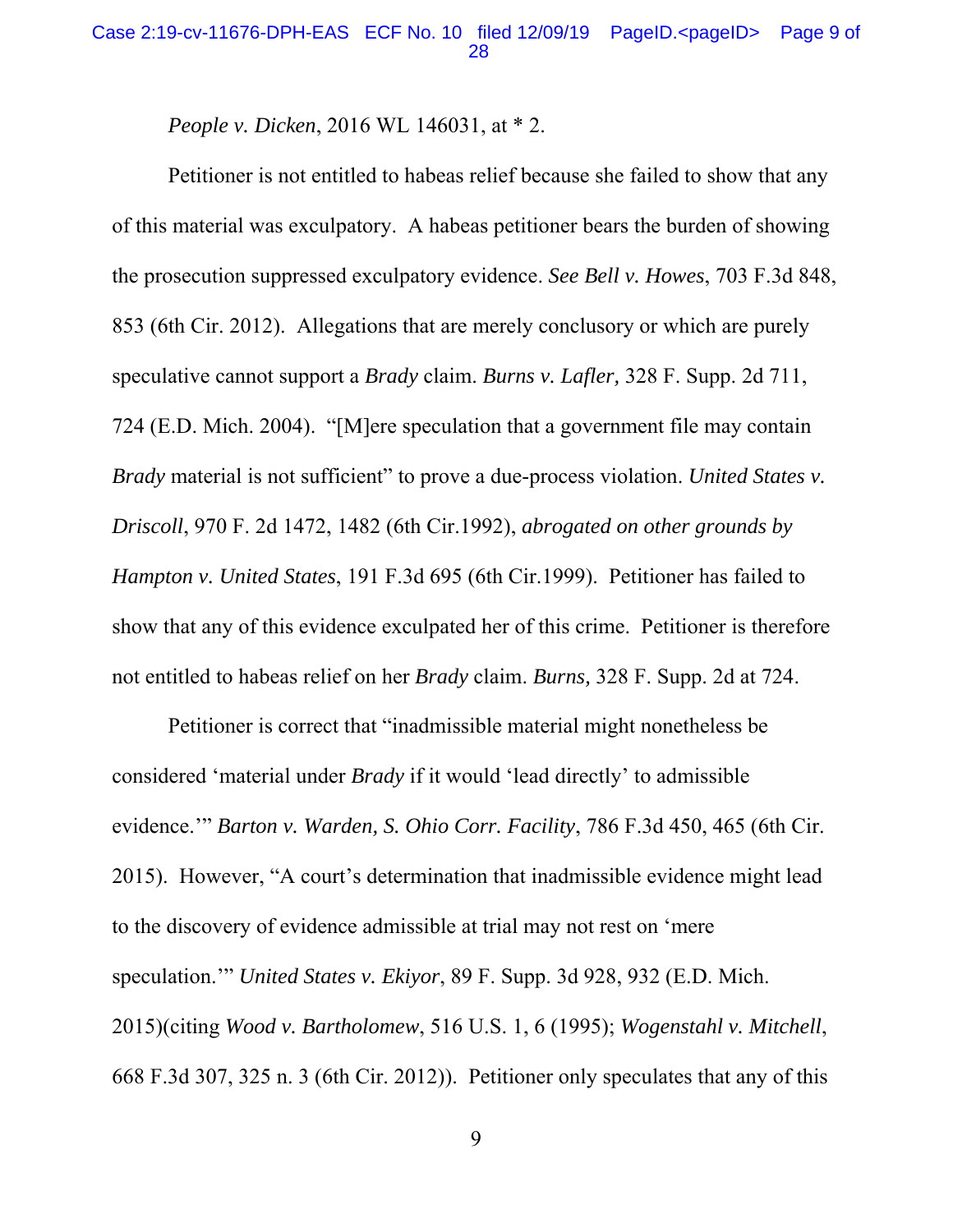*People v. Dicken*, 2016 WL 146031, at * 2.

Petitioner is not entitled to habeas relief because she failed to show that any of this material was exculpatory. A habeas petitioner bears the burden of showing the prosecution suppressed exculpatory evidence. *See Bell v. Howes*, 703 F.3d 848, 853 (6th Cir. 2012). Allegations that are merely conclusory or which are purely speculative cannot support a *Brady* claim. *Burns v. Lafler,* 328 F. Supp. 2d 711, 724 (E.D. Mich. 2004). "[M]ere speculation that a government file may contain *Brady* material is not sufficient" to prove a due-process violation. *United States v. Driscoll*, 970 F. 2d 1472, 1482 (6th Cir.1992), *abrogated on other grounds by Hampton v. United States*, 191 F.3d 695 (6th Cir.1999). Petitioner has failed to show that any of this evidence exculpated her of this crime. Petitioner is therefore not entitled to habeas relief on her *Brady* claim. *Burns,* 328 F. Supp. 2d at 724.

Petitioner is correct that "inadmissible material might nonetheless be considered 'material under *Brady* if it would 'lead directly' to admissible evidence.'" *Barton v. Warden, S. Ohio Corr. Facility*, 786 F.3d 450, 465 (6th Cir. 2015). However, "A court's determination that inadmissible evidence might lead to the discovery of evidence admissible at trial may not rest on 'mere speculation.'" *United States v. Ekiyor*, 89 F. Supp. 3d 928, 932 (E.D. Mich. 2015)(citing *Wood v. Bartholomew*, 516 U.S. 1, 6 (1995); *Wogenstahl v. Mitchell*, 668 F.3d 307, 325 n. 3 (6th Cir. 2012)). Petitioner only speculates that any of this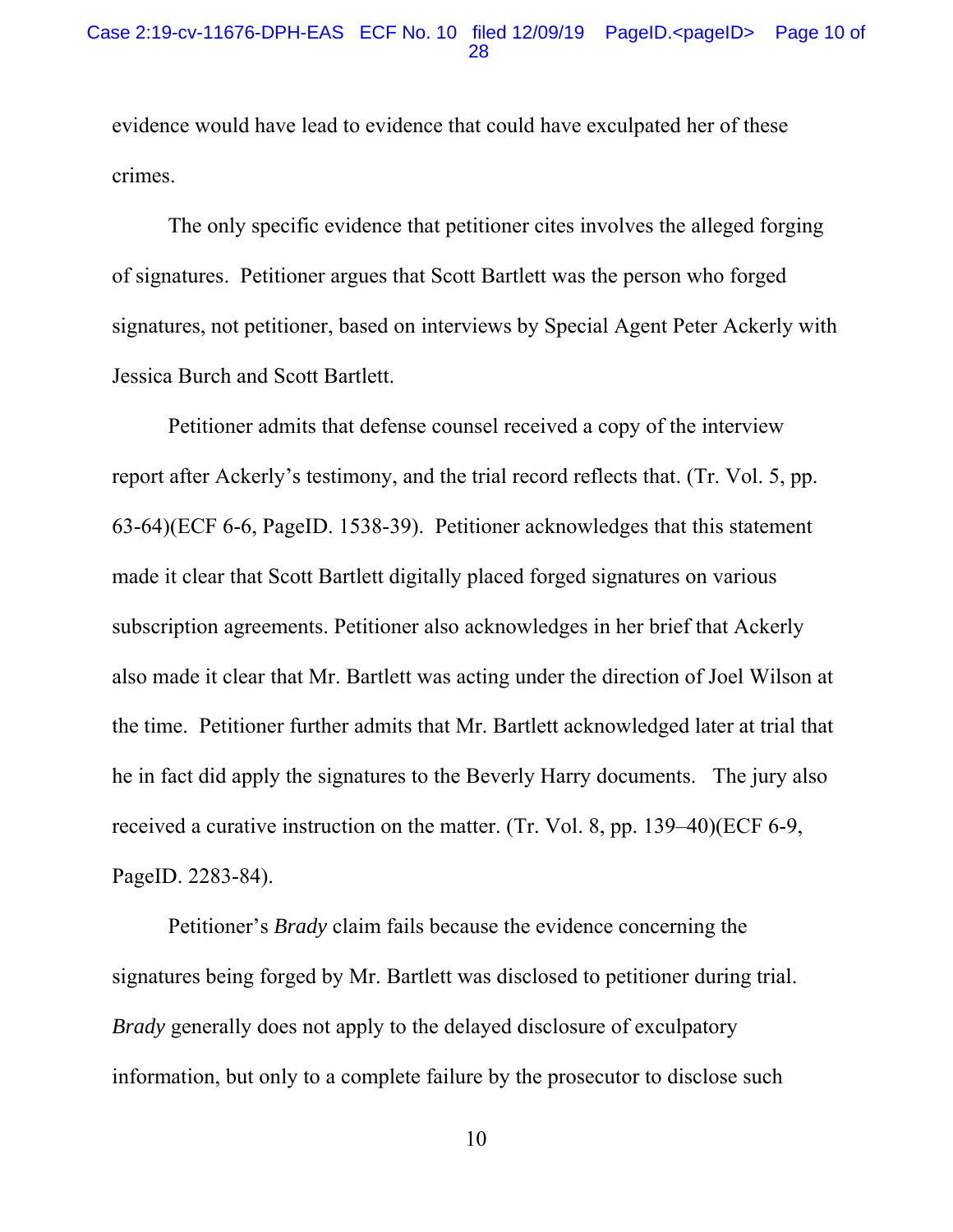evidence would have lead to evidence that could have exculpated her of these crimes.

The only specific evidence that petitioner cites involves the alleged forging of signatures. Petitioner argues that Scott Bartlett was the person who forged signatures, not petitioner, based on interviews by Special Agent Peter Ackerly with Jessica Burch and Scott Bartlett.

Petitioner admits that defense counsel received a copy of the interview report after Ackerly's testimony, and the trial record reflects that. (Tr. Vol. 5, pp. 63-64)(ECF 6-6, PageID. 1538-39). Petitioner acknowledges that this statement made it clear that Scott Bartlett digitally placed forged signatures on various subscription agreements. Petitioner also acknowledges in her brief that Ackerly also made it clear that Mr. Bartlett was acting under the direction of Joel Wilson at the time. Petitioner further admits that Mr. Bartlett acknowledged later at trial that he in fact did apply the signatures to the Beverly Harry documents. The jury also received a curative instruction on the matter. (Tr. Vol. 8, pp. 139–40)(ECF 6-9, PageID. 2283-84).

Petitioner's *Brady* claim fails because the evidence concerning the signatures being forged by Mr. Bartlett was disclosed to petitioner during trial. *Brady* generally does not apply to the delayed disclosure of exculpatory information, but only to a complete failure by the prosecutor to disclose such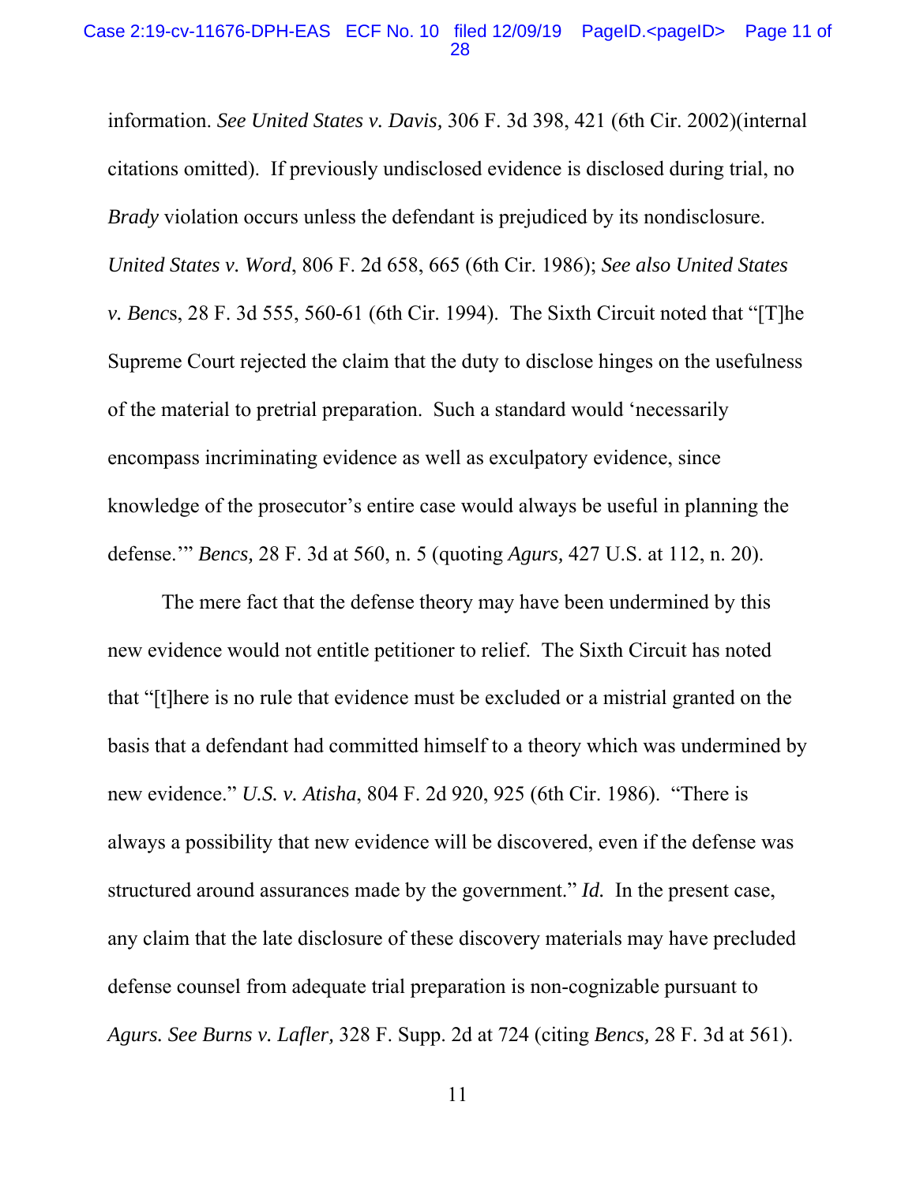information. *See United States v. Davis,* 306 F. 3d 398, 421 (6th Cir. 2002)(internal citations omitted). If previously undisclosed evidence is disclosed during trial, no *Brady* violation occurs unless the defendant is prejudiced by its nondisclosure. *United States v. Word*, 806 F. 2d 658, 665 (6th Cir. 1986); *See also United States v. Bencs*, 28 F. 3d 555, 560-61 (6th Cir. 1994). The Sixth Circuit noted that "[T]he Supreme Court rejected the claim that the duty to disclose hinges on the usefulness of the material to pretrial preparation. Such a standard would 'necessarily encompass incriminating evidence as well as exculpatory evidence, since knowledge of the prosecutor's entire case would always be useful in planning the defense.'" *Bencs,* 28 F. 3d at 560, n. 5 (quoting *Agurs,* 427 U.S. at 112, n. 20).

The mere fact that the defense theory may have been undermined by this new evidence would not entitle petitioner to relief. The Sixth Circuit has noted that "[t]here is no rule that evidence must be excluded or a mistrial granted on the basis that a defendant had committed himself to a theory which was undermined by new evidence." *U.S. v. Atisha*, 804 F. 2d 920, 925 (6th Cir. 1986). "There is always a possibility that new evidence will be discovered, even if the defense was structured around assurances made by the government." *Id.* In the present case, any claim that the late disclosure of these discovery materials may have precluded defense counsel from adequate trial preparation is non-cognizable pursuant to *Agurs. See Burns v. Lafler,* 328 F. Supp. 2d at 724 (citing *Bencs,* 28 F. 3d at 561).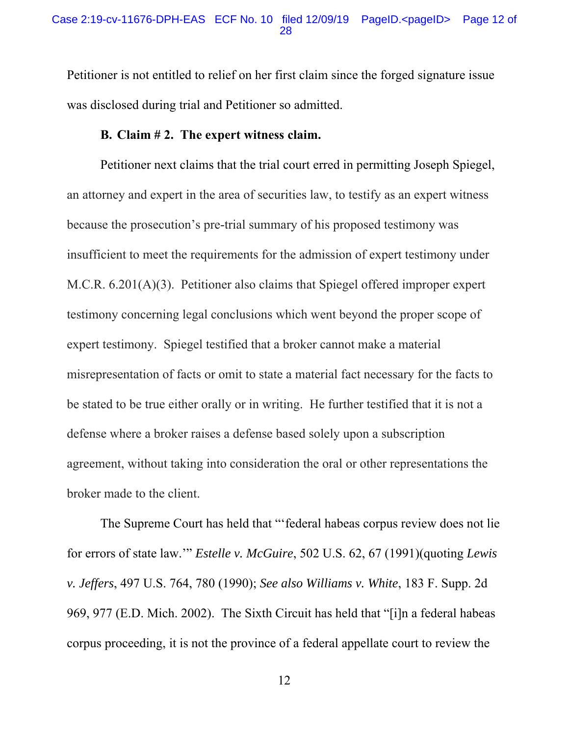Petitioner is not entitled to relief on her first claim since the forged signature issue was disclosed during trial and Petitioner so admitted.

**B. Claim # 2. The expert witness claim.**

Petitioner next claims that the trial court erred in permitting Joseph Spiegel, an attorney and expert in the area of securities law, to testify as an expert witness because the prosecution's pre-trial summary of his proposed testimony was insufficient to meet the requirements for the admission of expert testimony under M.C.R. 6.201(A)(3). Petitioner also claims that Spiegel offered improper expert testimony concerning legal conclusions which went beyond the proper scope of expert testimony. Spiegel testified that a broker cannot make a material misrepresentation of facts or omit to state a material fact necessary for the facts to be stated to be true either orally or in writing. He further testified that it is not a defense where a broker raises a defense based solely upon a subscription agreement, without taking into consideration the oral or other representations the broker made to the client.

The Supreme Court has held that "'federal habeas corpus review does not lie for errors of state law.'" *Estelle v. McGuire*, 502 U.S. 62, 67 (1991)(quoting *Lewis v. Jeffers*, 497 U.S. 764, 780 (1990); *See also Williams v. White*, 183 F. Supp. 2d 969, 977 (E.D. Mich. 2002). The Sixth Circuit has held that "[i]n a federal habeas corpus proceeding, it is not the province of a federal appellate court to review the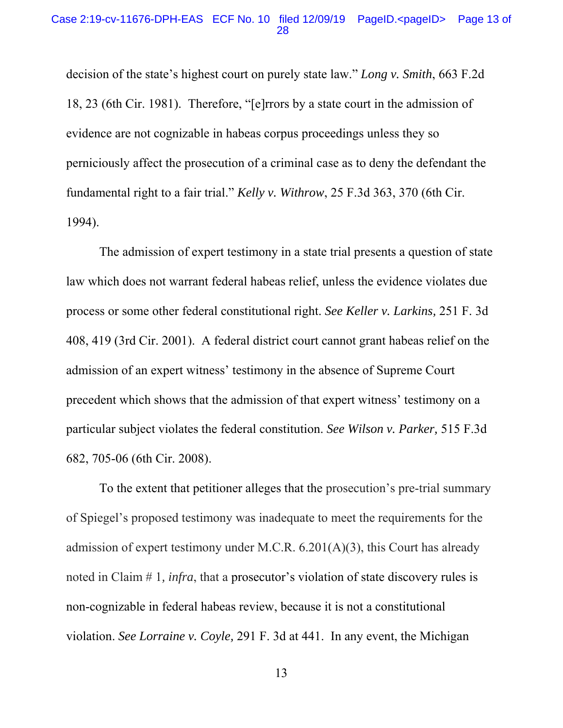decision of the state's highest court on purely state law." *Long v. Smith*, 663 F.2d 18, 23 (6th Cir. 1981). Therefore, "[e]rrors by a state court in the admission of evidence are not cognizable in habeas corpus proceedings unless they so perniciously affect the prosecution of a criminal case as to deny the defendant the fundamental right to a fair trial." *Kelly v. Withrow*, 25 F.3d 363, 370 (6th Cir. 1994).

The admission of expert testimony in a state trial presents a question of state law which does not warrant federal habeas relief, unless the evidence violates due process or some other federal constitutional right. *See Keller v. Larkins,* 251 F. 3d 408, 419 (3rd Cir. 2001). A federal district court cannot grant habeas relief on the admission of an expert witness' testimony in the absence of Supreme Court precedent which shows that the admission of that expert witness' testimony on a particular subject violates the federal constitution. *See Wilson v. Parker,* 515 F.3d 682, 705-06 (6th Cir. 2008).

To the extent that petitioner alleges that the prosecution's pre-trial summary of Spiegel's proposed testimony was inadequate to meet the requirements for the admission of expert testimony under M.C.R. 6.201(A)(3), this Court has already noted in Claim # 1*, infra*, that a prosecutor's violation of state discovery rules is non-cognizable in federal habeas review, because it is not a constitutional violation. *See Lorraine v. Coyle,* 291 F. 3d at 441. In any event, the Michigan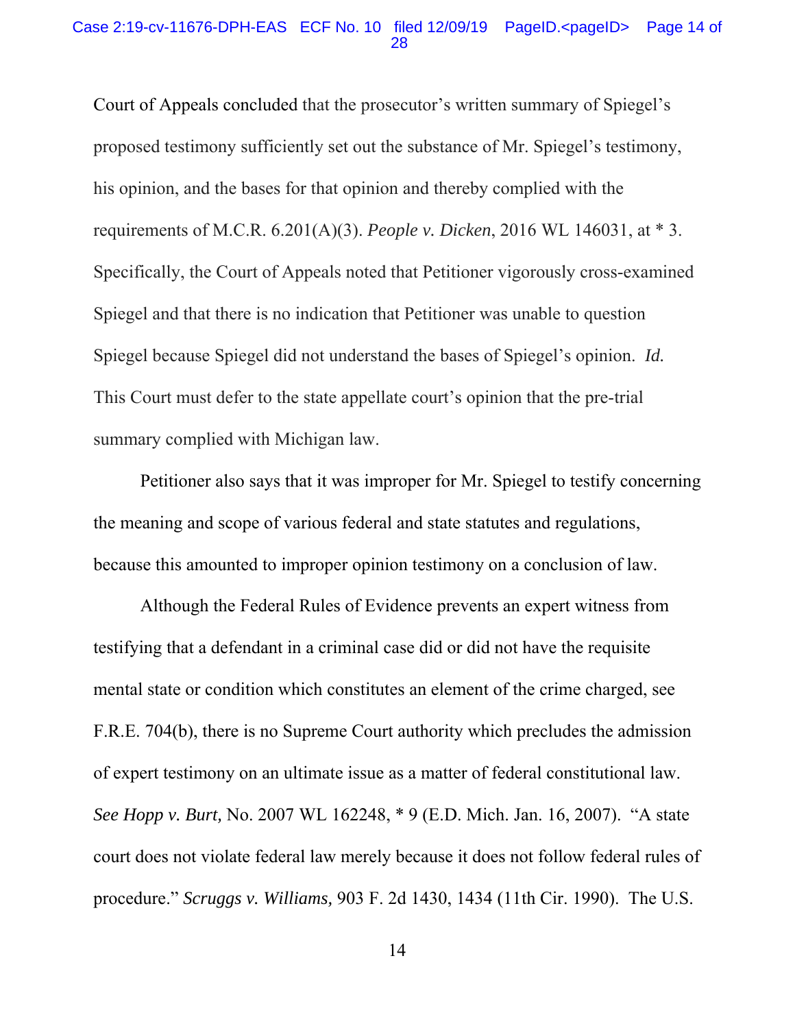Court of Appeals concluded that the prosecutor's written summary of Spiegel's proposed testimony sufficiently set out the substance of Mr. Spiegel's testimony, his opinion, and the bases for that opinion and thereby complied with the requirements of M.C.R. 6.201(A)(3). *People v. Dicken*, 2016 WL 146031, at * 3. Specifically, the Court of Appeals noted that Petitioner vigorously cross-examined Spiegel and that there is no indication that Petitioner was unable to question Spiegel because Spiegel did not understand the bases of Spiegel's opinion. *Id.* This Court must defer to the state appellate court's opinion that the pre-trial summary complied with Michigan law.

Petitioner also says that it was improper for Mr. Spiegel to testify concerning the meaning and scope of various federal and state statutes and regulations, because this amounted to improper opinion testimony on a conclusion of law.

Although the Federal Rules of Evidence prevents an expert witness from testifying that a defendant in a criminal case did or did not have the requisite mental state or condition which constitutes an element of the crime charged, see F.R.E. 704(b), there is no Supreme Court authority which precludes the admission of expert testimony on an ultimate issue as a matter of federal constitutional law. *See Hopp v. Burt,* No. 2007 WL 162248, * 9 (E.D. Mich. Jan. 16, 2007). "A state court does not violate federal law merely because it does not follow federal rules of procedure." *Scruggs v. Williams,* 903 F. 2d 1430, 1434 (11th Cir. 1990). The U.S.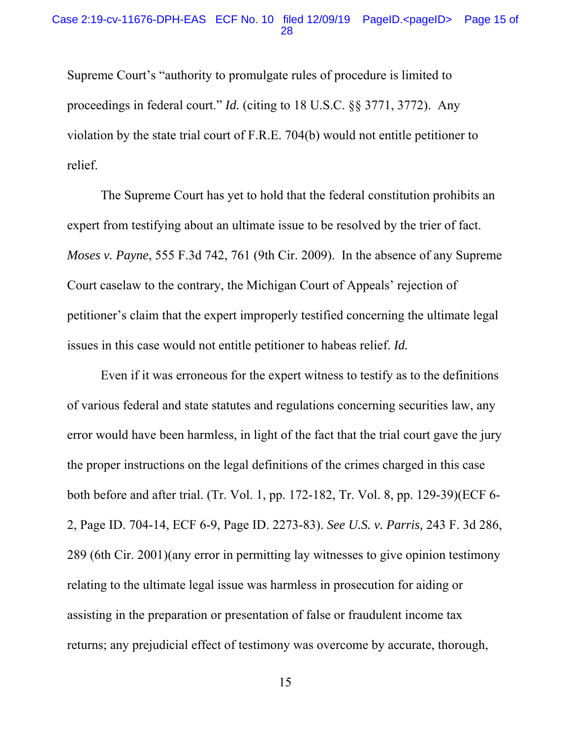Supreme Court's "authority to promulgate rules of procedure is limited to proceedings in federal court." *Id.* (citing to 18 U.S.C. §§ 3771, 3772). Any violation by the state trial court of F.R.E. 704(b) would not entitle petitioner to relief.

The Supreme Court has yet to hold that the federal constitution prohibits an expert from testifying about an ultimate issue to be resolved by the trier of fact. *Moses v. Payne*, 555 F.3d 742, 761 (9th Cir. 2009). In the absence of any Supreme Court caselaw to the contrary, the Michigan Court of Appeals' rejection of petitioner's claim that the expert improperly testified concerning the ultimate legal issues in this case would not entitle petitioner to habeas relief. *Id.*

Even if it was erroneous for the expert witness to testify as to the definitions of various federal and state statutes and regulations concerning securities law, any error would have been harmless, in light of the fact that the trial court gave the jury the proper instructions on the legal definitions of the crimes charged in this case both before and after trial. (Tr. Vol. 1, pp. 172-182, Tr. Vol. 8, pp. 129-39)(ECF 6-2, Page ID. 704-14, ECF 6-9, Page ID. 2273-83). *See U.S. v. Parris,* 243 F. 3d 286, 289 (6th Cir. 2001)(any error in permitting lay witnesses to give opinion testimony relating to the ultimate legal issue was harmless in prosecution for aiding or assisting in the preparation or presentation of false or fraudulent income tax returns; any prejudicial effect of testimony was overcome by accurate, thorough,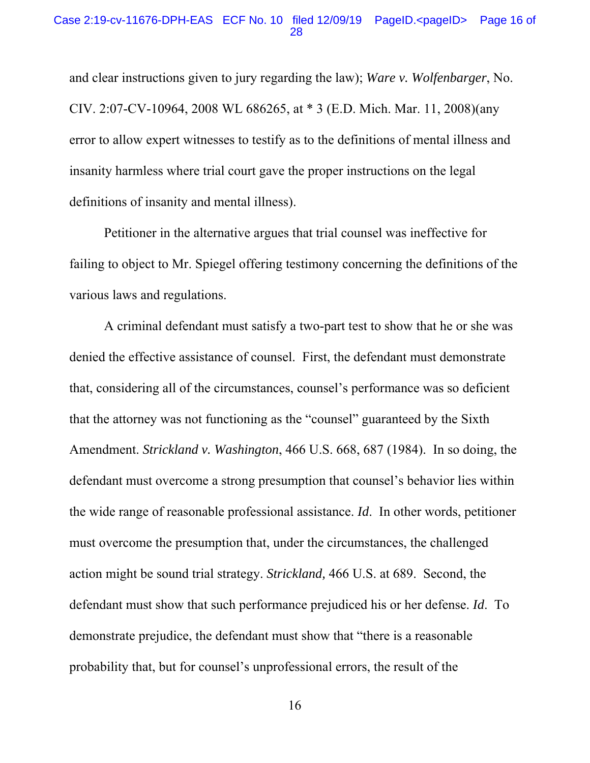and clear instructions given to jury regarding the law); *Ware v. Wolfenbarger*, No. CIV. 2:07-CV-10964, 2008 WL 686265, at * 3 (E.D. Mich. Mar. 11, 2008)(any error to allow expert witnesses to testify as to the definitions of mental illness and insanity harmless where trial court gave the proper instructions on the legal definitions of insanity and mental illness).

Petitioner in the alternative argues that trial counsel was ineffective for failing to object to Mr. Spiegel offering testimony concerning the definitions of the various laws and regulations.

A criminal defendant must satisfy a two-part test to show that he or she was denied the effective assistance of counsel. First, the defendant must demonstrate that, considering all of the circumstances, counsel's performance was so deficient that the attorney was not functioning as the "counsel" guaranteed by the Sixth Amendment. *Strickland v. Washington*, 466 U.S. 668, 687 (1984). In so doing, the defendant must overcome a strong presumption that counsel's behavior lies within the wide range of reasonable professional assistance. *Id*. In other words, petitioner must overcome the presumption that, under the circumstances, the challenged action might be sound trial strategy. *Strickland,* 466 U.S. at 689. Second, the defendant must show that such performance prejudiced his or her defense. *Id*. To demonstrate prejudice, the defendant must show that "there is a reasonable probability that, but for counsel's unprofessional errors, the result of the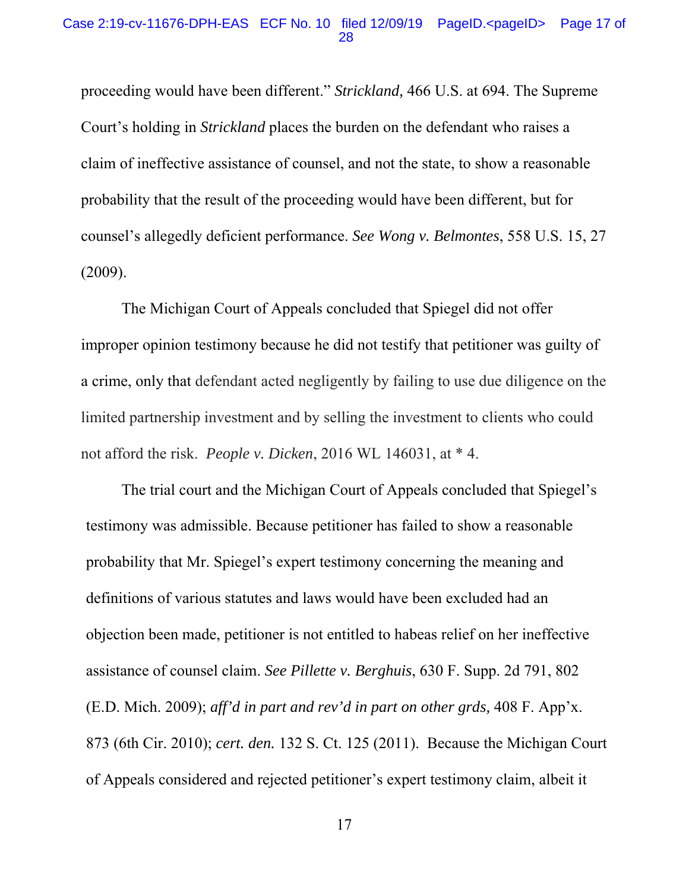proceeding would have been different." *Strickland,* 466 U.S. at 694. The Supreme Court's holding in *Strickland* places the burden on the defendant who raises a claim of ineffective assistance of counsel, and not the state, to show a reasonable probability that the result of the proceeding would have been different, but for counsel's allegedly deficient performance. *See Wong v. Belmontes*, 558 U.S. 15, 27 (2009).

The Michigan Court of Appeals concluded that Spiegel did not offer improper opinion testimony because he did not testify that petitioner was guilty of a crime, only that defendant acted negligently by failing to use due diligence on the limited partnership investment and by selling the investment to clients who could not afford the risk. *People v. Dicken*, 2016 WL 146031, at * 4.

The trial court and the Michigan Court of Appeals concluded that Spiegel's testimony was admissible. Because petitioner has failed to show a reasonable probability that Mr. Spiegel's expert testimony concerning the meaning and definitions of various statutes and laws would have been excluded had an objection been made, petitioner is not entitled to habeas relief on her ineffective assistance of counsel claim. *See Pillette v. Berghuis*, 630 F. Supp. 2d 791, 802 (E.D. Mich. 2009); *aff'd in part and rev'd in part on other grds,* 408 F. App'x. 873 (6th Cir. 2010); *cert. den.* 132 S. Ct. 125 (2011). Because the Michigan Court of Appeals considered and rejected petitioner's expert testimony claim, albeit it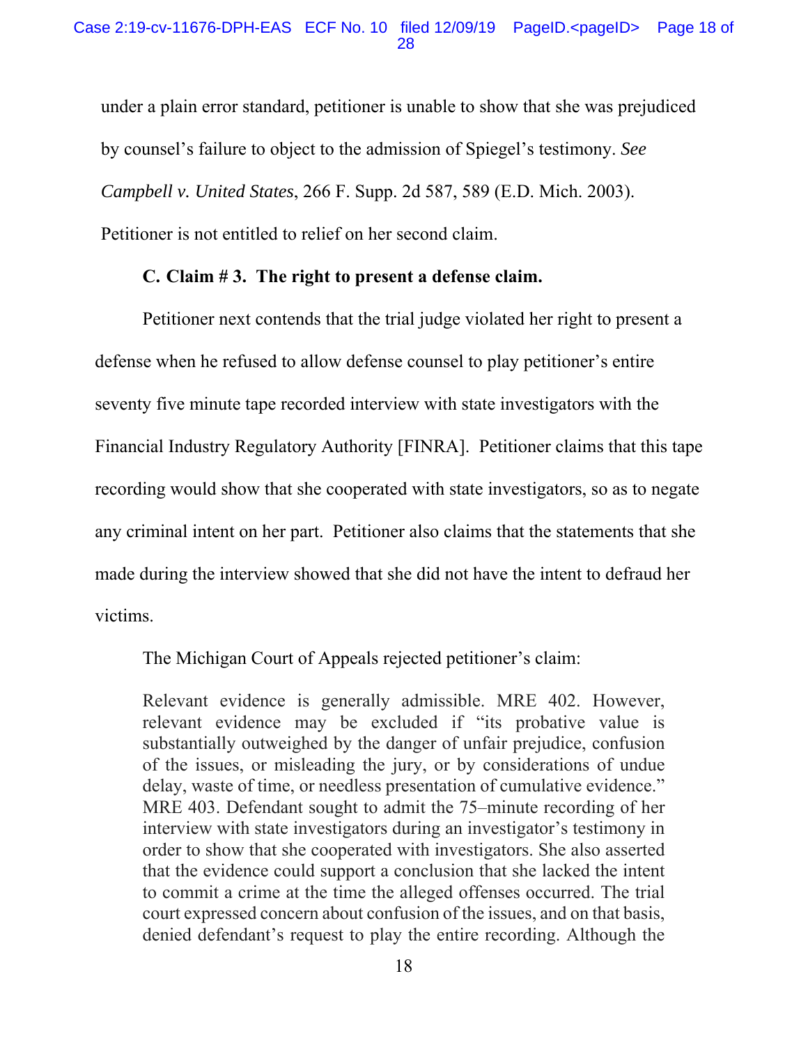under a plain error standard, petitioner is unable to show that she was prejudiced by counsel's failure to object to the admission of Spiegel's testimony. *See Campbell v. United States*, 266 F. Supp. 2d 587, 589 (E.D. Mich. 2003). Petitioner is not entitled to relief on her second claim.

**C. Claim # 3. The right to present a defense claim.**

Petitioner next contends that the trial judge violated her right to present a defense when he refused to allow defense counsel to play petitioner's entire seventy five minute tape recorded interview with state investigators with the Financial Industry Regulatory Authority [FINRA]. Petitioner claims that this tape recording would show that she cooperated with state investigators, so as to negate any criminal intent on her part. Petitioner also claims that the statements that she made during the interview showed that she did not have the intent to defraud her victims.

The Michigan Court of Appeals rejected petitioner's claim:

> Relevant evidence is generally admissible. MRE 402. However, relevant evidence may be excluded if "its probative value is substantially outweighed by the danger of unfair prejudice, confusion of the issues, or misleading the jury, or by considerations of undue delay, waste of time, or needless presentation of cumulative evidence." MRE 403. Defendant sought to admit the 75–minute recording of her interview with state investigators during an investigator's testimony in order to show that she cooperated with investigators. She also asserted that the evidence could support a conclusion that she lacked the intent to commit a crime at the time the alleged offenses occurred. The trial court expressed concern about confusion of the issues, and on that basis, denied defendant's request to play the entire recording. Although the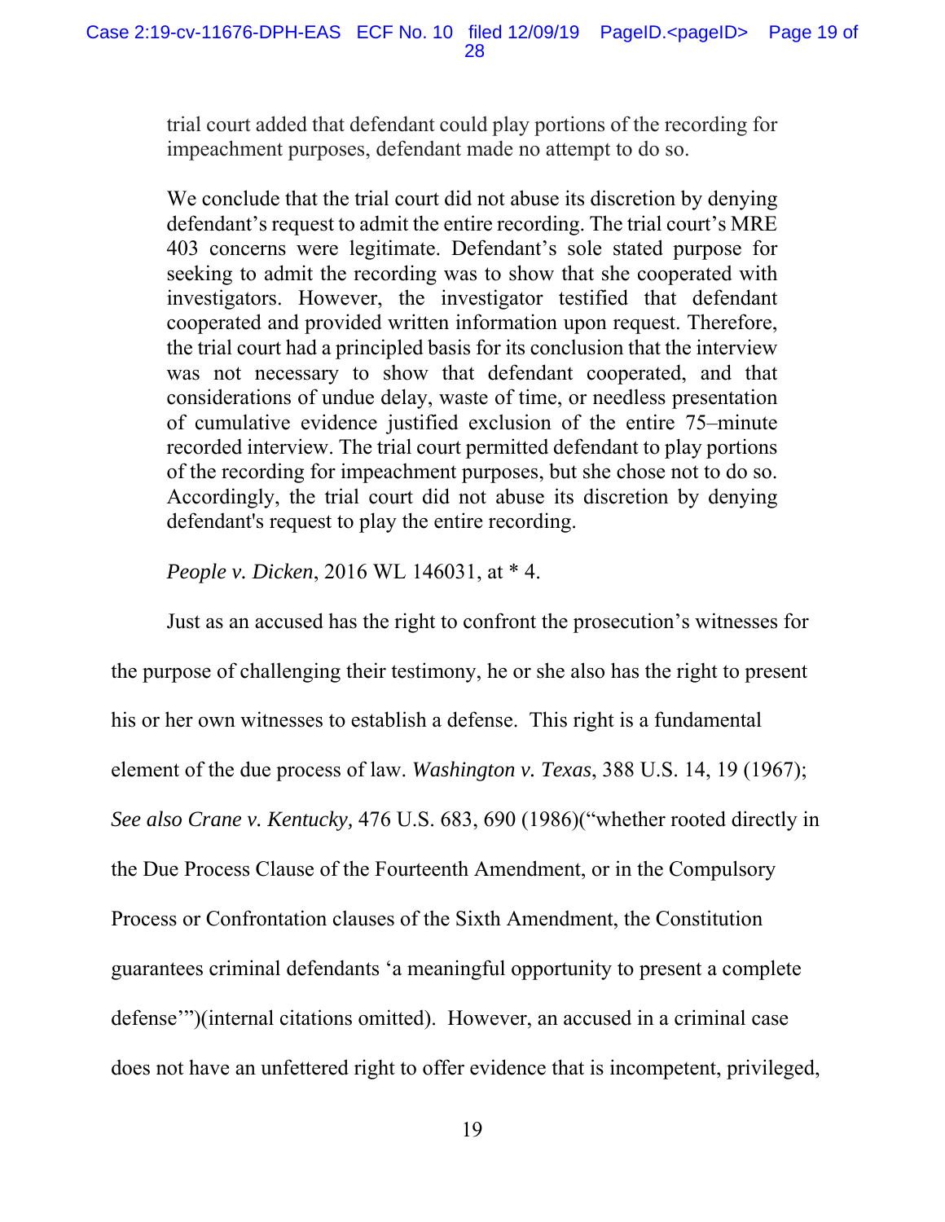> trial court added that defendant could play portions of the recording for impeachment purposes, defendant made no attempt to do so.
>
> We conclude that the trial court did not abuse its discretion by denying defendant's request to admit the entire recording. The trial court's MRE 403 concerns were legitimate. Defendant's sole stated purpose for seeking to admit the recording was to show that she cooperated with investigators. However, the investigator testified that defendant cooperated and provided written information upon request. Therefore, the trial court had a principled basis for its conclusion that the interview was not necessary to show that defendant cooperated, and that considerations of undue delay, waste of time, or needless presentation of cumulative evidence justified exclusion of the entire 75–minute recorded interview. The trial court permitted defendant to play portions of the recording for impeachment purposes, but she chose not to do so. Accordingly, the trial court did not abuse its discretion by denying defendant's request to play the entire recording.
>
> *People v. Dicken*, 2016 WL 146031, at * 4.

Just as an accused has the right to confront the prosecution's witnesses for the purpose of challenging their testimony, he or she also has the right to present his or her own witnesses to establish a defense. This right is a fundamental element of the due process of law. *Washington v. Texas*, 388 U.S. 14, 19 (1967); *See also Crane v. Kentucky,* 476 U.S. 683, 690 (1986)("whether rooted directly in the Due Process Clause of the Fourteenth Amendment, or in the Compulsory Process or Confrontation clauses of the Sixth Amendment, the Constitution guarantees criminal defendants 'a meaningful opportunity to present a complete defense'")(internal citations omitted). However, an accused in a criminal case does not have an unfettered right to offer evidence that is incompetent, privileged,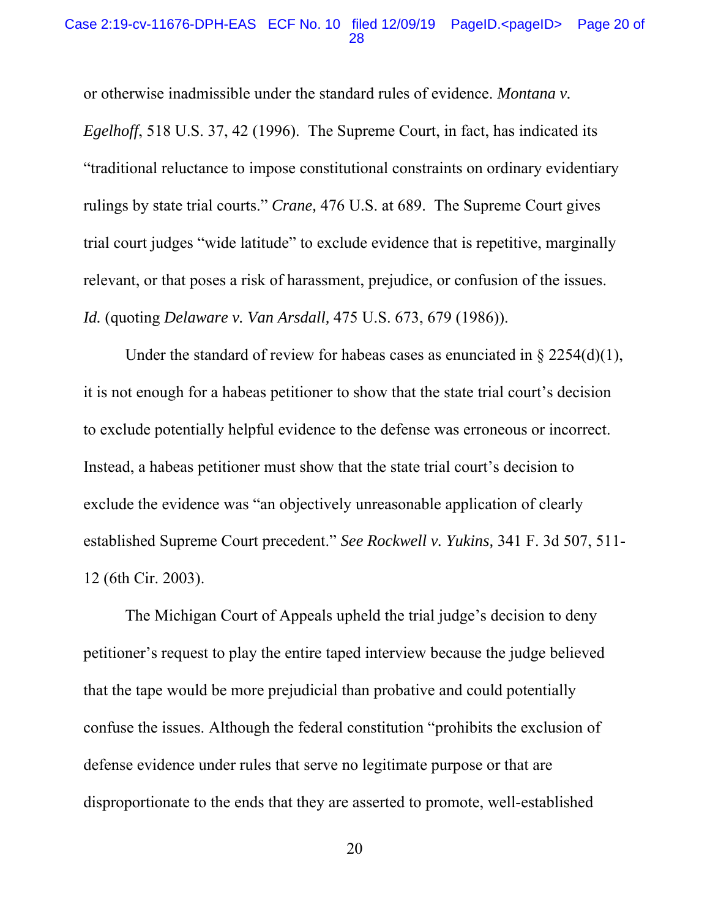or otherwise inadmissible under the standard rules of evidence. *Montana v. Egelhoff*, 518 U.S. 37, 42 (1996). The Supreme Court, in fact, has indicated its "traditional reluctance to impose constitutional constraints on ordinary evidentiary rulings by state trial courts." *Crane,* 476 U.S. at 689. The Supreme Court gives trial court judges "wide latitude" to exclude evidence that is repetitive, marginally relevant, or that poses a risk of harassment, prejudice, or confusion of the issues. *Id.* (quoting *Delaware v. Van Arsdall,* 475 U.S. 673, 679 (1986)).

Under the standard of review for habeas cases as enunciated in § 2254(d)(1), it is not enough for a habeas petitioner to show that the state trial court's decision to exclude potentially helpful evidence to the defense was erroneous or incorrect. Instead, a habeas petitioner must show that the state trial court's decision to exclude the evidence was "an objectively unreasonable application of clearly established Supreme Court precedent." *See Rockwell v. Yukins,* 341 F. 3d 507, 511-12 (6th Cir. 2003).

The Michigan Court of Appeals upheld the trial judge's decision to deny petitioner's request to play the entire taped interview because the judge believed that the tape would be more prejudicial than probative and could potentially confuse the issues. Although the federal constitution "prohibits the exclusion of defense evidence under rules that serve no legitimate purpose or that are disproportionate to the ends that they are asserted to promote, well-established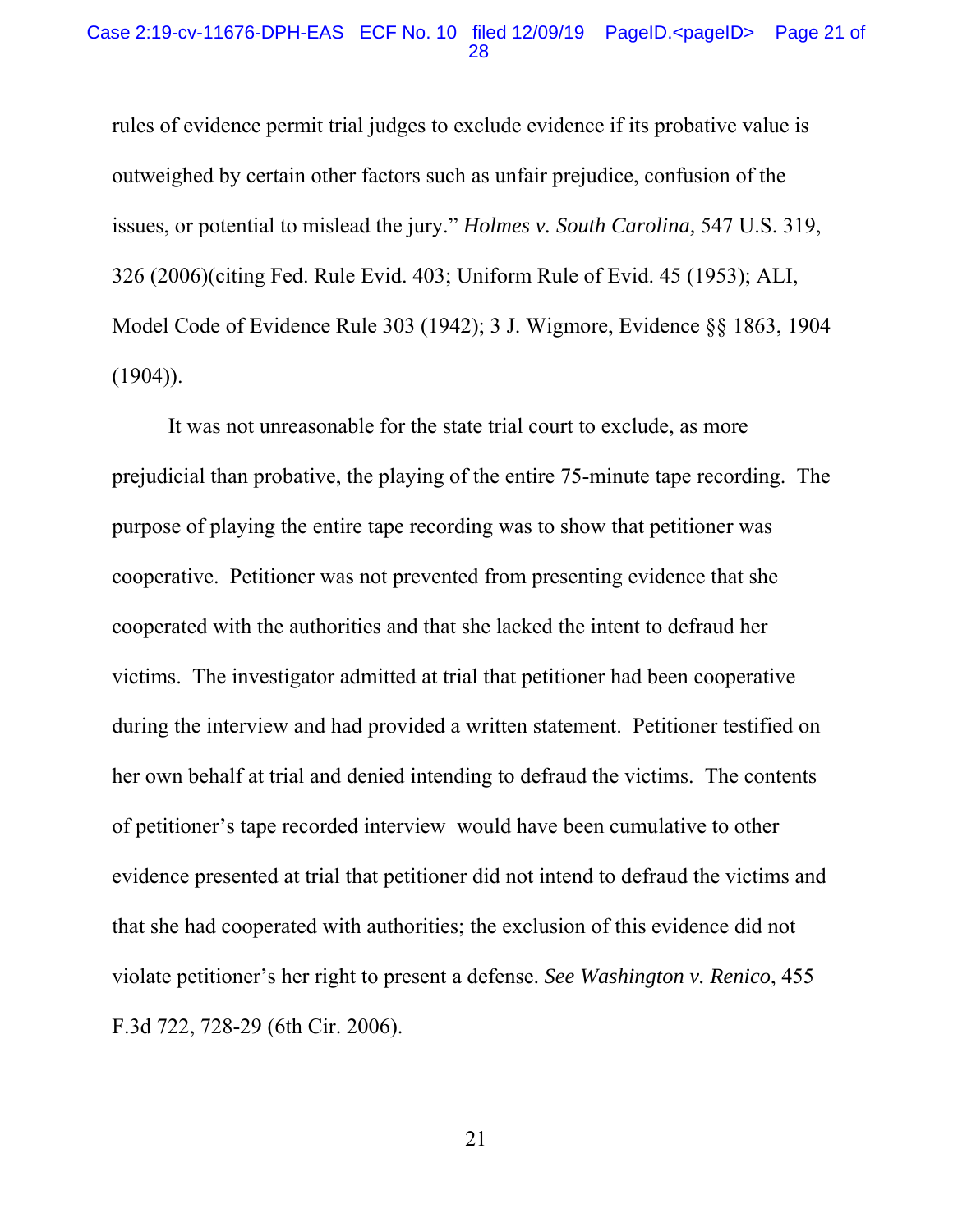rules of evidence permit trial judges to exclude evidence if its probative value is outweighed by certain other factors such as unfair prejudice, confusion of the issues, or potential to mislead the jury." *Holmes v. South Carolina,* 547 U.S. 319, 326 (2006)(citing Fed. Rule Evid. 403; Uniform Rule of Evid. 45 (1953); ALI, Model Code of Evidence Rule 303 (1942); 3 J. Wigmore, Evidence §§ 1863, 1904 (1904)).

It was not unreasonable for the state trial court to exclude, as more prejudicial than probative, the playing of the entire 75-minute tape recording. The purpose of playing the entire tape recording was to show that petitioner was cooperative. Petitioner was not prevented from presenting evidence that she cooperated with the authorities and that she lacked the intent to defraud her victims. The investigator admitted at trial that petitioner had been cooperative during the interview and had provided a written statement. Petitioner testified on her own behalf at trial and denied intending to defraud the victims. The contents of petitioner's tape recorded interview would have been cumulative to other evidence presented at trial that petitioner did not intend to defraud the victims and that she had cooperated with authorities; the exclusion of this evidence did not violate petitioner's her right to present a defense. *See Washington v. Renico*, 455 F.3d 722, 728-29 (6th Cir. 2006).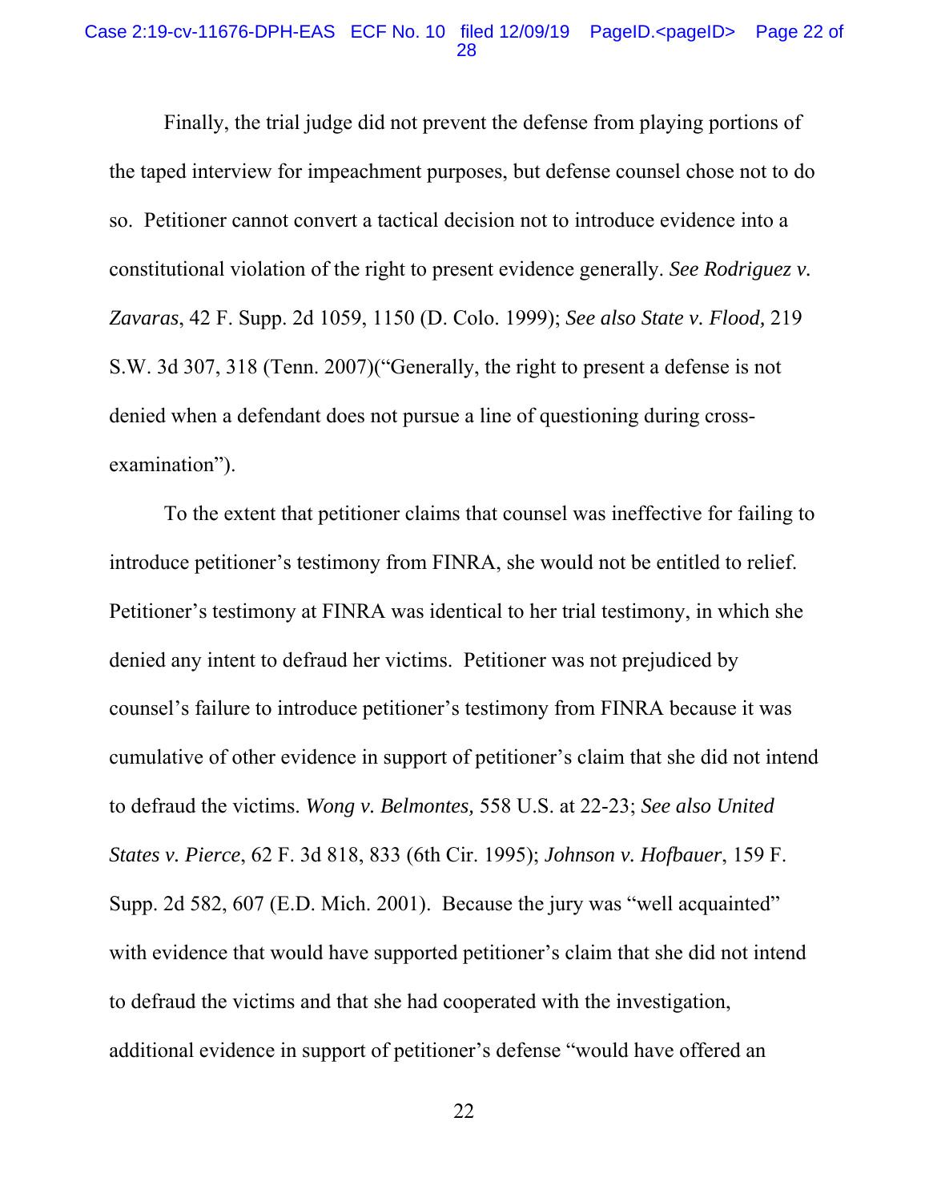Finally, the trial judge did not prevent the defense from playing portions of the taped interview for impeachment purposes, but defense counsel chose not to do so. Petitioner cannot convert a tactical decision not to introduce evidence into a constitutional violation of the right to present evidence generally. *See Rodriguez v. Zavaras*, 42 F. Supp. 2d 1059, 1150 (D. Colo. 1999); *See also State v. Flood,* 219 S.W. 3d 307, 318 (Tenn. 2007)("Generally, the right to present a defense is not denied when a defendant does not pursue a line of questioning during cross-examination").

To the extent that petitioner claims that counsel was ineffective for failing to introduce petitioner's testimony from FINRA, she would not be entitled to relief. Petitioner's testimony at FINRA was identical to her trial testimony, in which she denied any intent to defraud her victims. Petitioner was not prejudiced by counsel's failure to introduce petitioner's testimony from FINRA because it was cumulative of other evidence in support of petitioner's claim that she did not intend to defraud the victims. *Wong v. Belmontes,* 558 U.S. at 22-23; *See also United States v. Pierce*, 62 F. 3d 818, 833 (6th Cir. 1995); *Johnson v. Hofbauer*, 159 F. Supp. 2d 582, 607 (E.D. Mich. 2001). Because the jury was "well acquainted" with evidence that would have supported petitioner's claim that she did not intend to defraud the victims and that she had cooperated with the investigation, additional evidence in support of petitioner's defense "would have offered an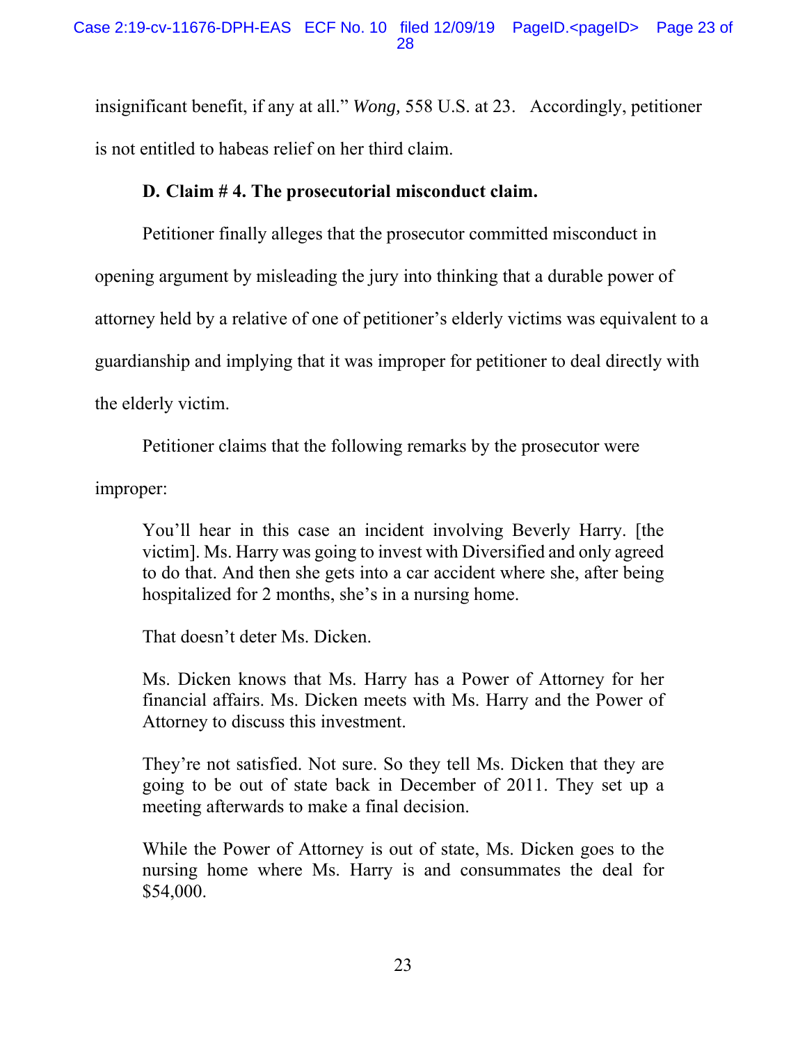insignificant benefit, if any at all." *Wong,* 558 U.S. at 23. Accordingly, petitioner is not entitled to habeas relief on her third claim.

**D. Claim # 4. The prosecutorial misconduct claim.**

Petitioner finally alleges that the prosecutor committed misconduct in opening argument by misleading the jury into thinking that a durable power of attorney held by a relative of one of petitioner's elderly victims was equivalent to a guardianship and implying that it was improper for petitioner to deal directly with the elderly victim.

Petitioner claims that the following remarks by the prosecutor were improper:

> You'll hear in this case an incident involving Beverly Harry. [the victim]. Ms. Harry was going to invest with Diversified and only agreed to do that. And then she gets into a car accident where she, after being hospitalized for 2 months, she's in a nursing home.
>
> That doesn't deter Ms. Dicken.
>
> Ms. Dicken knows that Ms. Harry has a Power of Attorney for her financial affairs. Ms. Dicken meets with Ms. Harry and the Power of Attorney to discuss this investment.
>
> They're not satisfied. Not sure. So they tell Ms. Dicken that they are going to be out of state back in December of 2011. They set up a meeting afterwards to make a final decision.
>
> While the Power of Attorney is out of state, Ms. Dicken goes to the nursing home where Ms. Harry is and consummates the deal for $54,000.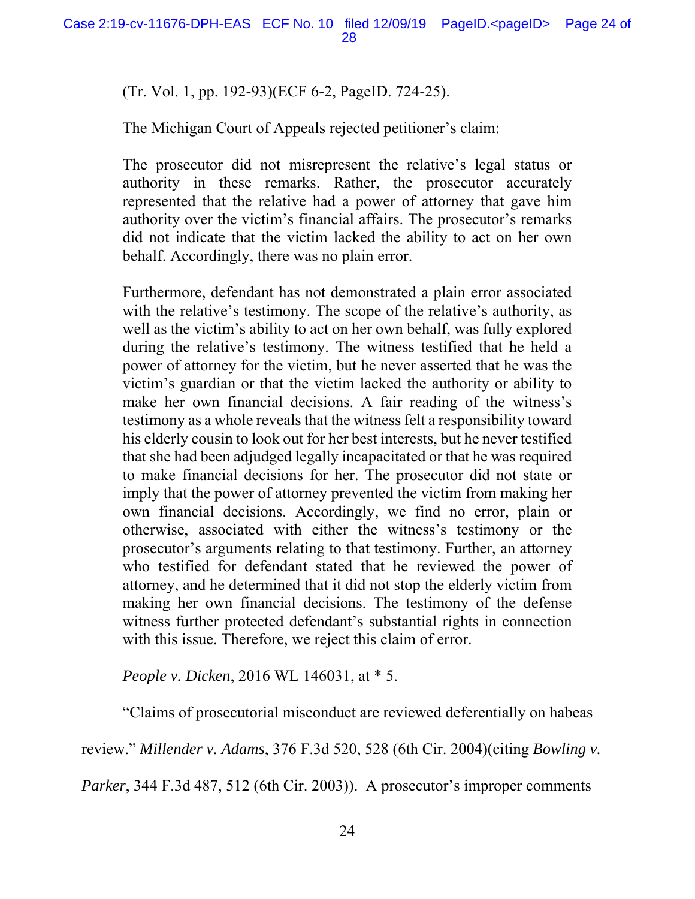(Tr. Vol. 1, pp. 192-93)(ECF 6-2, PageID. 724-25).

The Michigan Court of Appeals rejected petitioner's claim:

> The prosecutor did not misrepresent the relative's legal status or authority in these remarks. Rather, the prosecutor accurately represented that the relative had a power of attorney that gave him authority over the victim's financial affairs. The prosecutor's remarks did not indicate that the victim lacked the ability to act on her own behalf. Accordingly, there was no plain error.
>
> Furthermore, defendant has not demonstrated a plain error associated with the relative's testimony. The scope of the relative's authority, as well as the victim's ability to act on her own behalf, was fully explored during the relative's testimony. The witness testified that he held a power of attorney for the victim, but he never asserted that he was the victim's guardian or that the victim lacked the authority or ability to make her own financial decisions. A fair reading of the witness's testimony as a whole reveals that the witness felt a responsibility toward his elderly cousin to look out for her best interests, but he never testified that she had been adjudged legally incapacitated or that he was required to make financial decisions for her. The prosecutor did not state or imply that the power of attorney prevented the victim from making her own financial decisions. Accordingly, we find no error, plain or otherwise, associated with either the witness's testimony or the prosecutor's arguments relating to that testimony. Further, an attorney who testified for defendant stated that he reviewed the power of attorney, and he determined that it did not stop the elderly victim from making her own financial decisions. The testimony of the defense witness further protected defendant's substantial rights in connection with this issue. Therefore, we reject this claim of error.

*People v. Dicken*, 2016 WL 146031, at * 5.

"Claims of prosecutorial misconduct are reviewed deferentially on habeas review." *Millender v. Adams*, 376 F.3d 520, 528 (6th Cir. 2004)(citing *Bowling v. Parker*, 344 F.3d 487, 512 (6th Cir. 2003)). A prosecutor's improper comments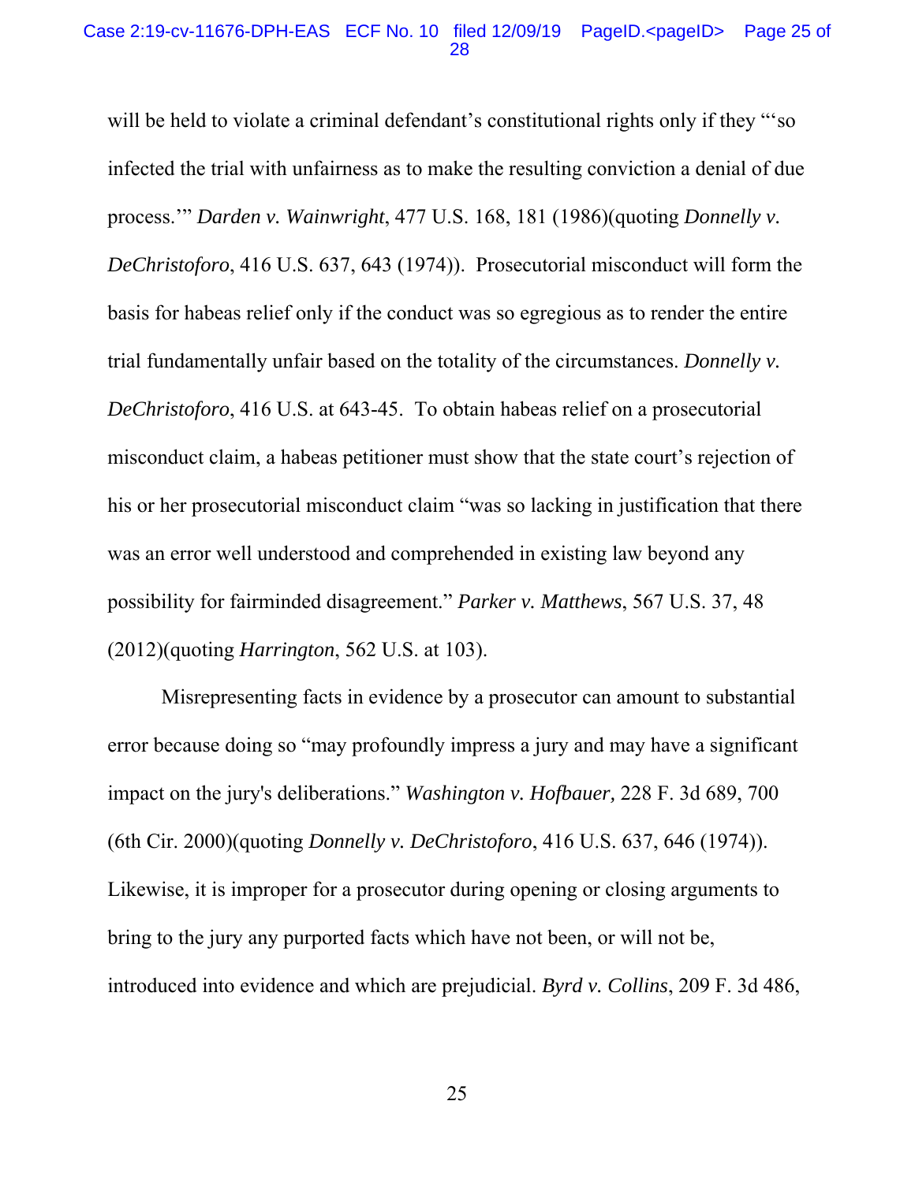will be held to violate a criminal defendant's constitutional rights only if they "'so infected the trial with unfairness as to make the resulting conviction a denial of due process.'" *Darden v. Wainwright*, 477 U.S. 168, 181 (1986)(quoting *Donnelly v. DeChristoforo*, 416 U.S. 637, 643 (1974)). Prosecutorial misconduct will form the basis for habeas relief only if the conduct was so egregious as to render the entire trial fundamentally unfair based on the totality of the circumstances. *Donnelly v. DeChristoforo*, 416 U.S. at 643-45. To obtain habeas relief on a prosecutorial misconduct claim, a habeas petitioner must show that the state court's rejection of his or her prosecutorial misconduct claim "was so lacking in justification that there was an error well understood and comprehended in existing law beyond any possibility for fairminded disagreement." *Parker v. Matthews*, 567 U.S. 37, 48 (2012)(quoting *Harrington*, 562 U.S. at 103).

Misrepresenting facts in evidence by a prosecutor can amount to substantial error because doing so "may profoundly impress a jury and may have a significant impact on the jury's deliberations." *Washington v. Hofbauer,* 228 F. 3d 689, 700 (6th Cir. 2000)(quoting *Donnelly v. DeChristoforo*, 416 U.S. 637, 646 (1974)). Likewise, it is improper for a prosecutor during opening or closing arguments to bring to the jury any purported facts which have not been, or will not be, introduced into evidence and which are prejudicial. *Byrd v. Collins*, 209 F. 3d 486,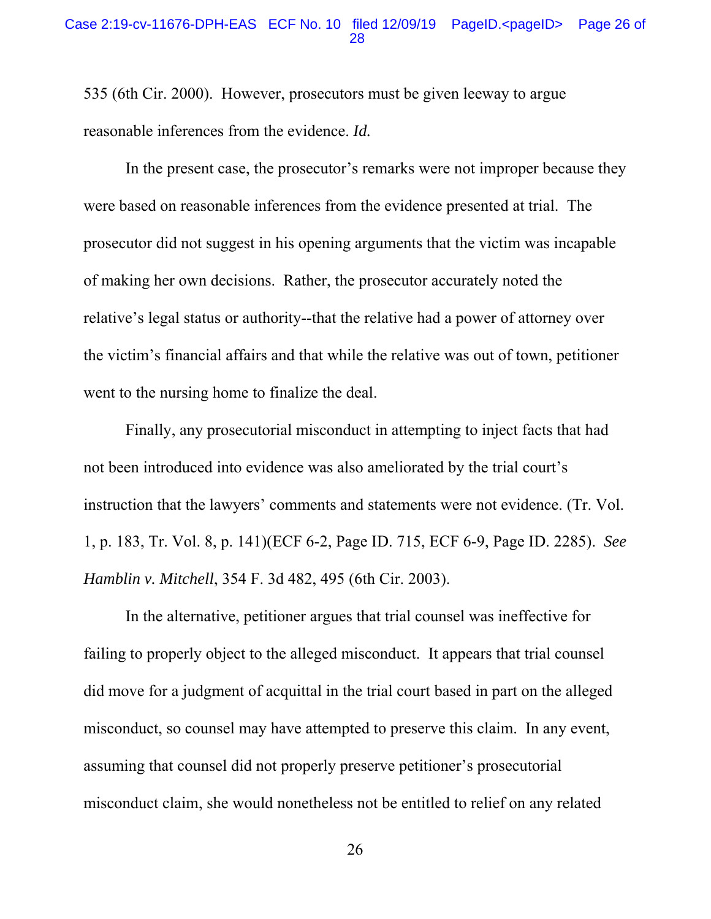535 (6th Cir. 2000). However, prosecutors must be given leeway to argue reasonable inferences from the evidence. *Id.*

In the present case, the prosecutor's remarks were not improper because they were based on reasonable inferences from the evidence presented at trial. The prosecutor did not suggest in his opening arguments that the victim was incapable of making her own decisions. Rather, the prosecutor accurately noted the relative's legal status or authority--that the relative had a power of attorney over the victim's financial affairs and that while the relative was out of town, petitioner went to the nursing home to finalize the deal.

Finally, any prosecutorial misconduct in attempting to inject facts that had not been introduced into evidence was also ameliorated by the trial court's instruction that the lawyers' comments and statements were not evidence. (Tr. Vol. 1, p. 183, Tr. Vol. 8, p. 141)(ECF 6-2, Page ID. 715, ECF 6-9, Page ID. 2285). *See Hamblin v. Mitchell*, 354 F. 3d 482, 495 (6th Cir. 2003).

In the alternative, petitioner argues that trial counsel was ineffective for failing to properly object to the alleged misconduct. It appears that trial counsel did move for a judgment of acquittal in the trial court based in part on the alleged misconduct, so counsel may have attempted to preserve this claim. In any event, assuming that counsel did not properly preserve petitioner's prosecutorial misconduct claim, she would nonetheless not be entitled to relief on any related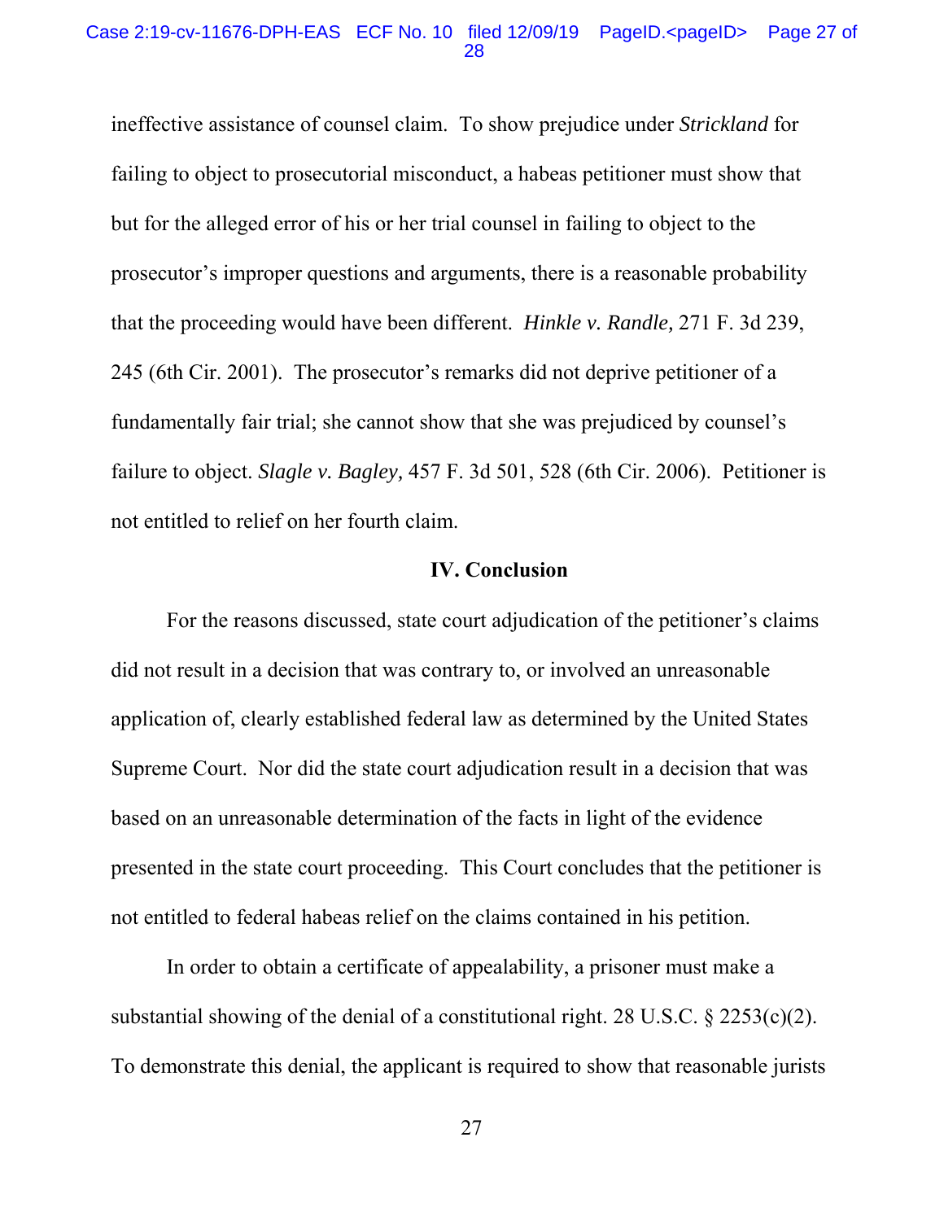ineffective assistance of counsel claim. To show prejudice under *Strickland* for failing to object to prosecutorial misconduct, a habeas petitioner must show that but for the alleged error of his or her trial counsel in failing to object to the prosecutor's improper questions and arguments, there is a reasonable probability that the proceeding would have been different. *Hinkle v. Randle,* 271 F. 3d 239, 245 (6th Cir. 2001). The prosecutor's remarks did not deprive petitioner of a fundamentally fair trial; she cannot show that she was prejudiced by counsel's failure to object. *Slagle v. Bagley,* 457 F. 3d 501, 528 (6th Cir. 2006). Petitioner is not entitled to relief on her fourth claim.

## IV. Conclusion

For the reasons discussed, state court adjudication of the petitioner's claims did not result in a decision that was contrary to, or involved an unreasonable application of, clearly established federal law as determined by the United States Supreme Court. Nor did the state court adjudication result in a decision that was based on an unreasonable determination of the facts in light of the evidence presented in the state court proceeding. This Court concludes that the petitioner is not entitled to federal habeas relief on the claims contained in his petition.

In order to obtain a certificate of appealability, a prisoner must make a substantial showing of the denial of a constitutional right. 28 U.S.C. § 2253(c)(2). To demonstrate this denial, the applicant is required to show that reasonable jurists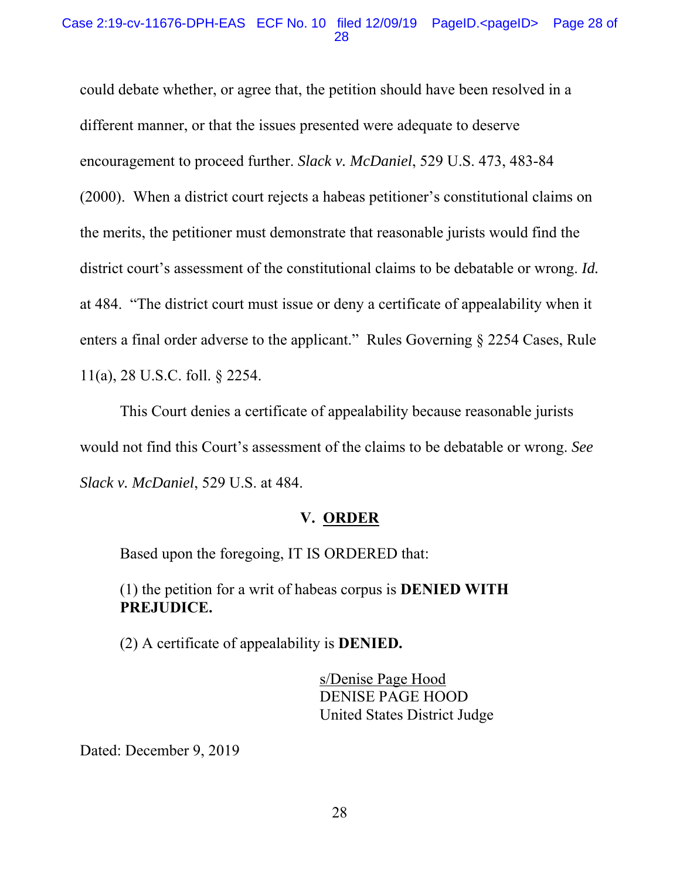could debate whether, or agree that, the petition should have been resolved in a different manner, or that the issues presented were adequate to deserve encouragement to proceed further. *Slack v. McDaniel*, 529 U.S. 473, 483-84 (2000). When a district court rejects a habeas petitioner's constitutional claims on the merits, the petitioner must demonstrate that reasonable jurists would find the district court's assessment of the constitutional claims to be debatable or wrong. *Id.* at 484. "The district court must issue or deny a certificate of appealability when it enters a final order adverse to the applicant." Rules Governing § 2254 Cases, Rule 11(a), 28 U.S.C. foll. § 2254.

This Court denies a certificate of appealability because reasonable jurists would not find this Court's assessment of the claims to be debatable or wrong. *See Slack v. McDaniel*, 529 U.S. at 484.

## V. ORDER

Based upon the foregoing, IT IS ORDERED that:

(1) the petition for a writ of habeas corpus is **DENIED WITH PREJUDICE.**

(2) A certificate of appealability is **DENIED.**

s/Denise Page Hood
DENISE PAGE HOOD
United States District Judge

Dated: December 9, 2019